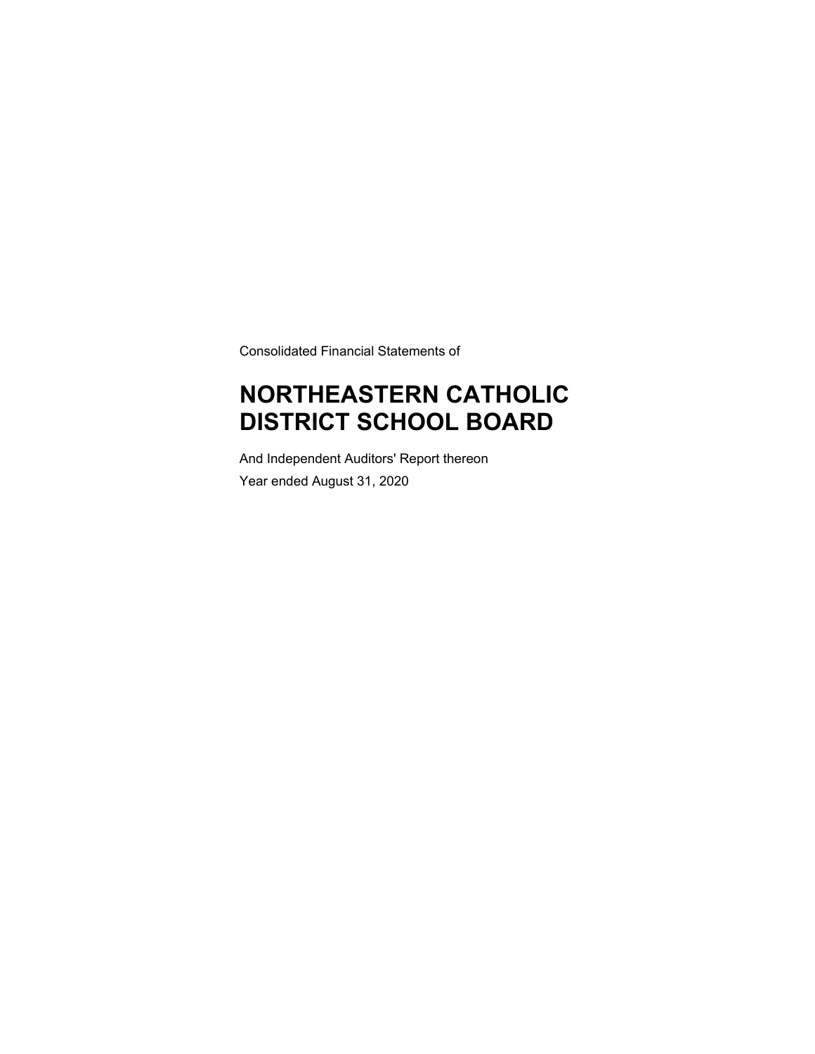Consolidated Financial Statements of

# NORTHEASTERN CATHOLIC DISTRICT SCHOOL BOARD

And Independent Auditors' Report thereon

Year ended August 31, 2020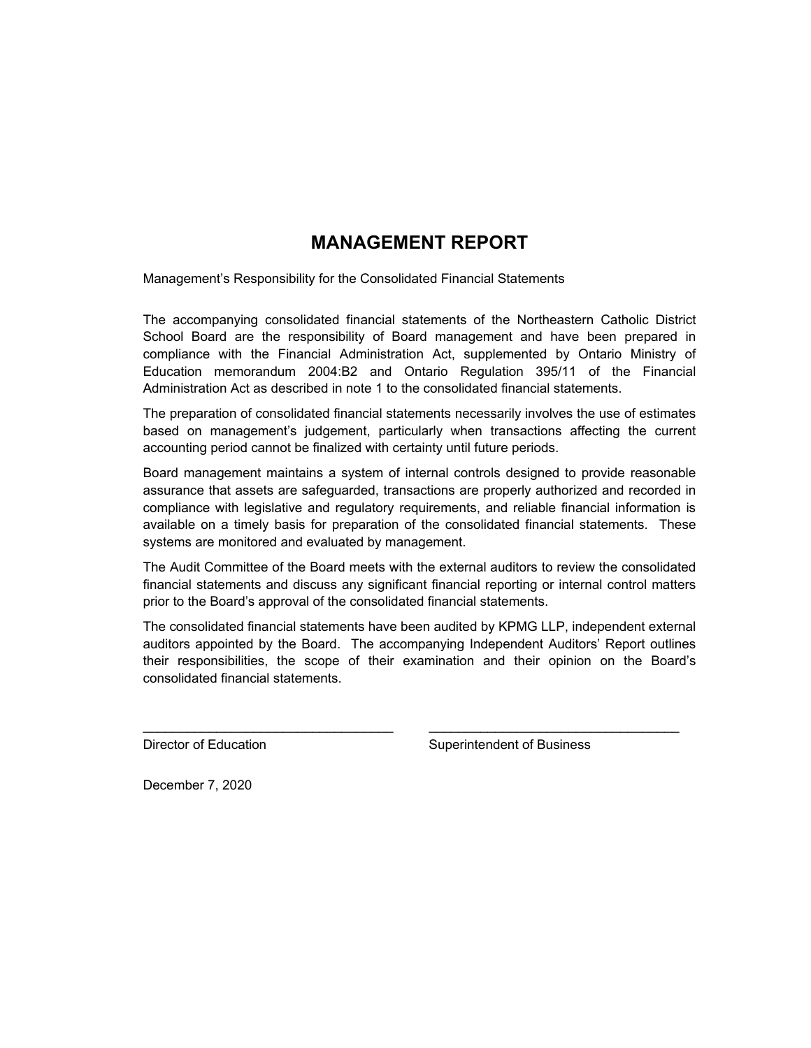# MANAGEMENT REPORT

Management's Responsibility for the Consolidated Financial Statements

The accompanying consolidated financial statements of the Northeastern Catholic District School Board are the responsibility of Board management and have been prepared in compliance with the Financial Administration Act, supplemented by Ontario Ministry of Education memorandum 2004:B2 and Ontario Regulation 395/11 of the Financial Administration Act as described in note 1 to the consolidated financial statements.

The preparation of consolidated financial statements necessarily involves the use of estimates based on management's judgement, particularly when transactions affecting the current accounting period cannot be finalized with certainty until future periods.

Board management maintains a system of internal controls designed to provide reasonable assurance that assets are safeguarded, transactions are properly authorized and recorded in compliance with legislative and regulatory requirements, and reliable financial information is available on a timely basis for preparation of the consolidated financial statements. These systems are monitored and evaluated by management.

The Audit Committee of the Board meets with the external auditors to review the consolidated financial statements and discuss any significant financial reporting or internal control matters prior to the Board's approval of the consolidated financial statements.

The consolidated financial statements have been audited by KPMG LLP, independent external auditors appointed by the Board. The accompanying Independent Auditors' Report outlines their responsibilities, the scope of their examination and their opinion on the Board's consolidated financial statements.

\_\_\_\_\_\_\_\_\_\_\_\_\_\_\_\_\_\_\_\_\_\_\_\_\_\_\_\_\_\_\_\_\_\_
Director of Education

\_\_\_\_\_\_\_\_\_\_\_\_\_\_\_\_\_\_\_\_\_\_\_\_\_\_\_\_\_\_\_\_\_\_
Superintendent of Business

December 7, 2020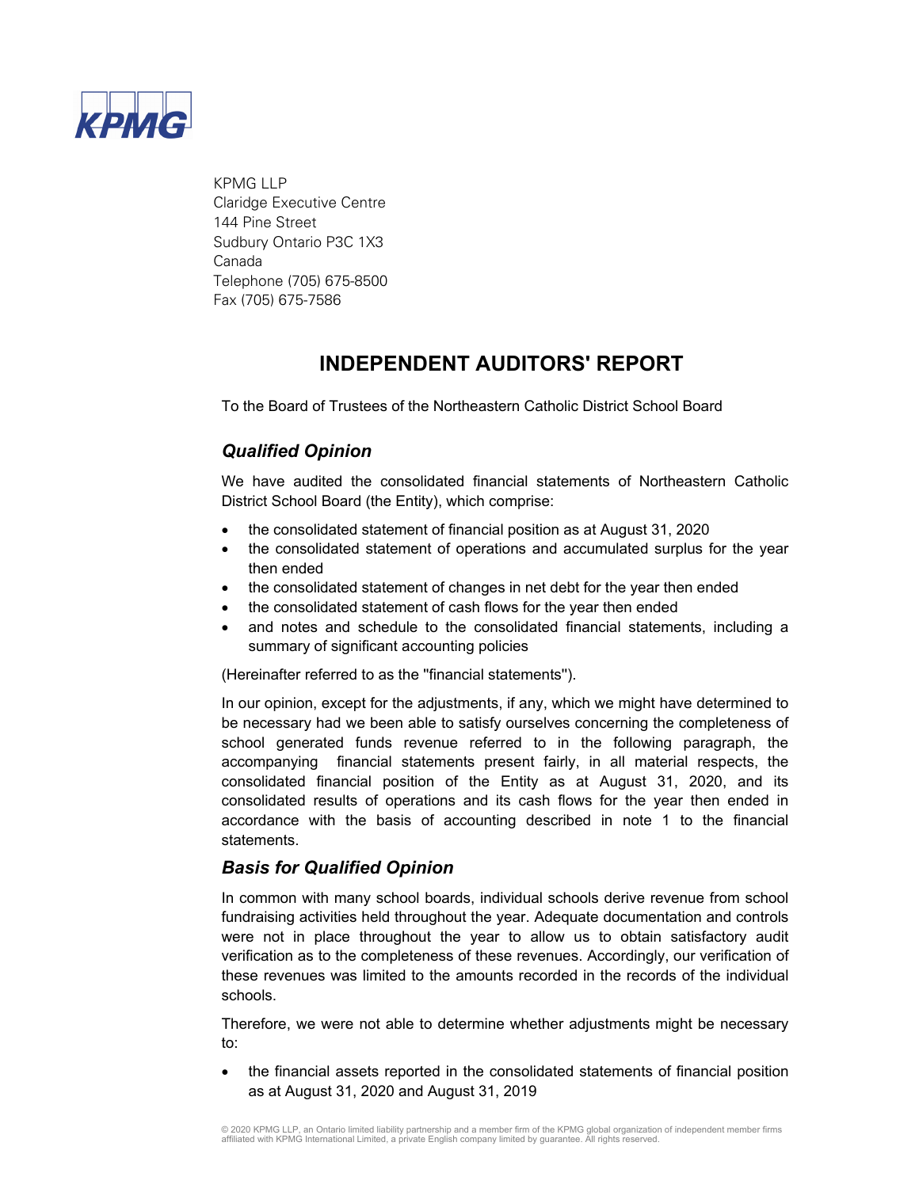KPMG

KPMG LLP
Claridge Executive Centre
144 Pine Street
Sudbury Ontario P3C 1X3
Canada
Telephone (705) 675-8500
Fax (705) 675-7586

# INDEPENDENT AUDITORS' REPORT

To the Board of Trustees of the Northeastern Catholic District School Board

## *Qualified Opinion*

We have audited the consolidated financial statements of Northeastern Catholic District School Board (the Entity), which comprise:

- the consolidated statement of financial position as at August 31, 2020
- the consolidated statement of operations and accumulated surplus for the year then ended
- the consolidated statement of changes in net debt for the year then ended
- the consolidated statement of cash flows for the year then ended
- and notes and schedule to the consolidated financial statements, including a summary of significant accounting policies

(Hereinafter referred to as the "financial statements").

In our opinion, except for the adjustments, if any, which we might have determined to be necessary had we been able to satisfy ourselves concerning the completeness of school generated funds revenue referred to in the following paragraph, the accompanying financial statements present fairly, in all material respects, the consolidated financial position of the Entity as at August 31, 2020, and its consolidated results of operations and its cash flows for the year then ended in accordance with the basis of accounting described in note 1 to the financial statements.

## *Basis for Qualified Opinion*

In common with many school boards, individual schools derive revenue from school fundraising activities held throughout the year. Adequate documentation and controls were not in place throughout the year to allow us to obtain satisfactory audit verification as to the completeness of these revenues. Accordingly, our verification of these revenues was limited to the amounts recorded in the records of the individual schools.

Therefore, we were not able to determine whether adjustments might be necessary to:

- the financial assets reported in the consolidated statements of financial position as at August 31, 2020 and August 31, 2019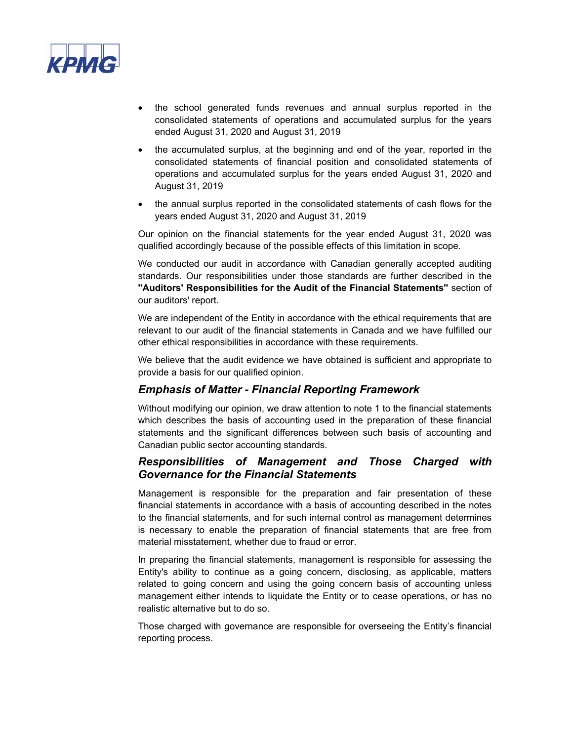- the school generated funds revenues and annual surplus reported in the consolidated statements of operations and accumulated surplus for the years ended August 31, 2020 and August 31, 2019
- the accumulated surplus, at the beginning and end of the year, reported in the consolidated statements of financial position and consolidated statements of operations and accumulated surplus for the years ended August 31, 2020 and August 31, 2019
- the annual surplus reported in the consolidated statements of cash flows for the years ended August 31, 2020 and August 31, 2019

Our opinion on the financial statements for the year ended August 31, 2020 was qualified accordingly because of the possible effects of this limitation in scope.

We conducted our audit in accordance with Canadian generally accepted auditing standards. Our responsibilities under those standards are further described in the **"Auditors' Responsibilities for the Audit of the Financial Statements"** section of our auditors' report.

We are independent of the Entity in accordance with the ethical requirements that are relevant to our audit of the financial statements in Canada and we have fulfilled our other ethical responsibilities in accordance with these requirements.

We believe that the audit evidence we have obtained is sufficient and appropriate to provide a basis for our qualified opinion.

## *Emphasis of Matter - Financial Reporting Framework*

Without modifying our opinion, we draw attention to note 1 to the financial statements which describes the basis of accounting used in the preparation of these financial statements and the significant differences between such basis of accounting and Canadian public sector accounting standards.

## *Responsibilities of Management and Those Charged with Governance for the Financial Statements*

Management is responsible for the preparation and fair presentation of these financial statements in accordance with a basis of accounting described in the notes to the financial statements, and for such internal control as management determines is necessary to enable the preparation of financial statements that are free from material misstatement, whether due to fraud or error.

In preparing the financial statements, management is responsible for assessing the Entity's ability to continue as a going concern, disclosing, as applicable, matters related to going concern and using the going concern basis of accounting unless management either intends to liquidate the Entity or to cease operations, or has no realistic alternative but to do so.

Those charged with governance are responsible for overseeing the Entity's financial reporting process.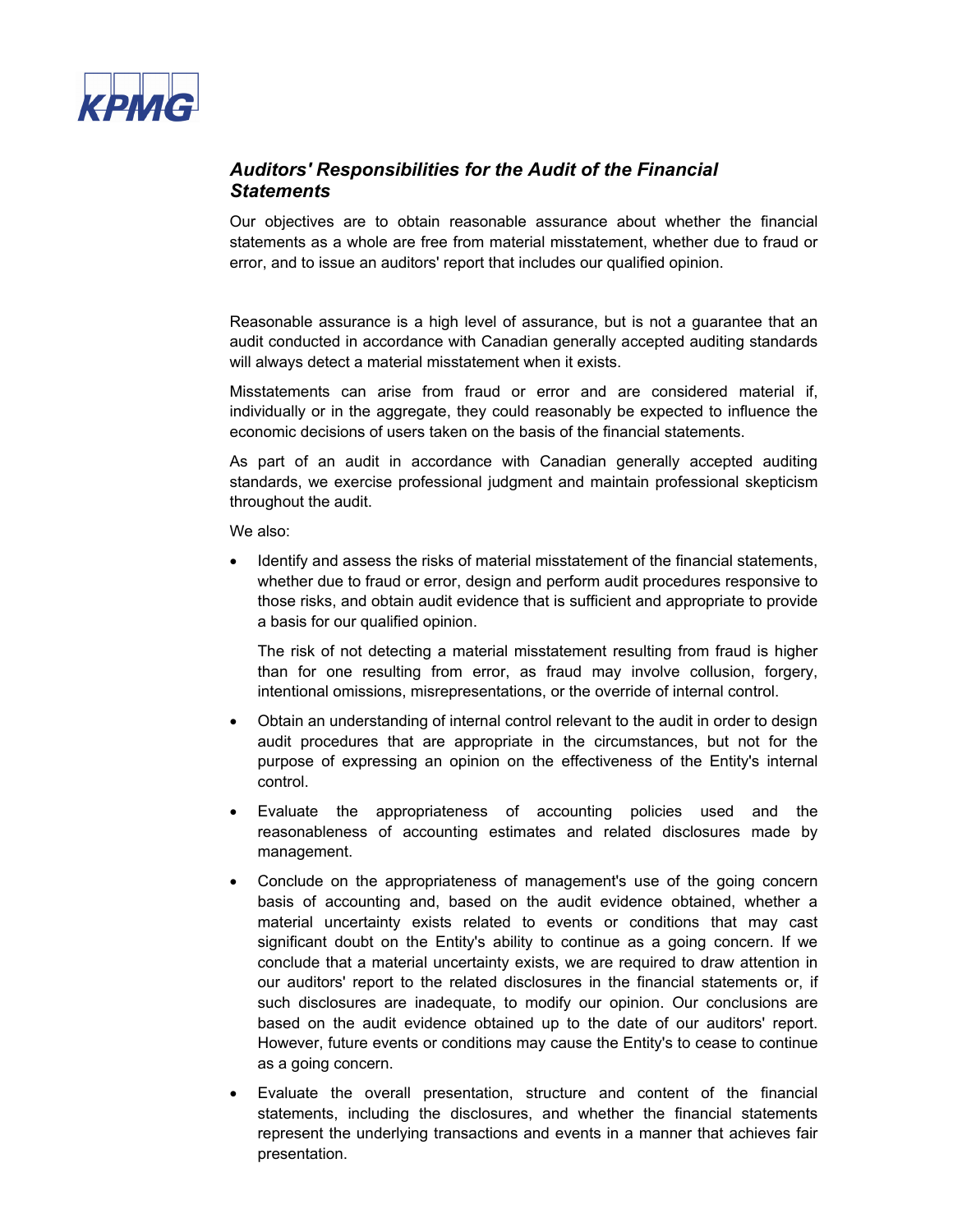## *Auditors' Responsibilities for the Audit of the Financial Statements*

Our objectives are to obtain reasonable assurance about whether the financial statements as a whole are free from material misstatement, whether due to fraud or error, and to issue an auditors' report that includes our qualified opinion.

Reasonable assurance is a high level of assurance, but is not a guarantee that an audit conducted in accordance with Canadian generally accepted auditing standards will always detect a material misstatement when it exists.

Misstatements can arise from fraud or error and are considered material if, individually or in the aggregate, they could reasonably be expected to influence the economic decisions of users taken on the basis of the financial statements.

As part of an audit in accordance with Canadian generally accepted auditing standards, we exercise professional judgment and maintain professional skepticism throughout the audit.

We also:

- Identify and assess the risks of material misstatement of the financial statements, whether due to fraud or error, design and perform audit procedures responsive to those risks, and obtain audit evidence that is sufficient and appropriate to provide a basis for our qualified opinion.

  The risk of not detecting a material misstatement resulting from fraud is higher than for one resulting from error, as fraud may involve collusion, forgery, intentional omissions, misrepresentations, or the override of internal control.

- Obtain an understanding of internal control relevant to the audit in order to design audit procedures that are appropriate in the circumstances, but not for the purpose of expressing an opinion on the effectiveness of the Entity's internal control.

- Evaluate the appropriateness of accounting policies used and the reasonableness of accounting estimates and related disclosures made by management.

- Conclude on the appropriateness of management's use of the going concern basis of accounting and, based on the audit evidence obtained, whether a material uncertainty exists related to events or conditions that may cast significant doubt on the Entity's ability to continue as a going concern. If we conclude that a material uncertainty exists, we are required to draw attention in our auditors' report to the related disclosures in the financial statements or, if such disclosures are inadequate, to modify our opinion. Our conclusions are based on the audit evidence obtained up to the date of our auditors' report. However, future events or conditions may cause the Entity's to cease to continue as a going concern.

- Evaluate the overall presentation, structure and content of the financial statements, including the disclosures, and whether the financial statements represent the underlying transactions and events in a manner that achieves fair presentation.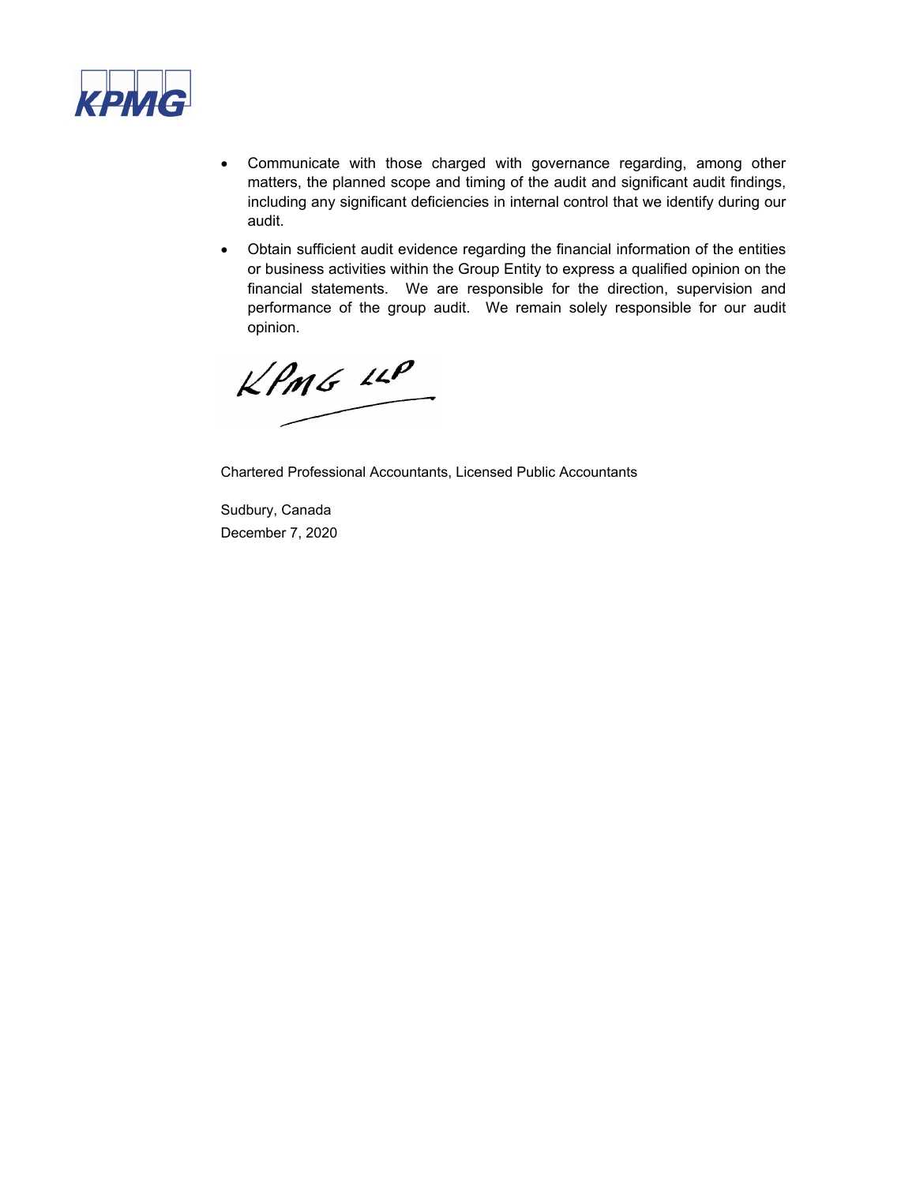- Communicate with those charged with governance regarding, among other matters, the planned scope and timing of the audit and significant audit findings, including any significant deficiencies in internal control that we identify during our audit.
- Obtain sufficient audit evidence regarding the financial information of the entities or business activities within the Group Entity to express a qualified opinion on the financial statements. We are responsible for the direction, supervision and performance of the group audit. We remain solely responsible for our audit opinion.

KPMG LLP

Chartered Professional Accountants, Licensed Public Accountants

Sudbury, Canada
December 7, 2020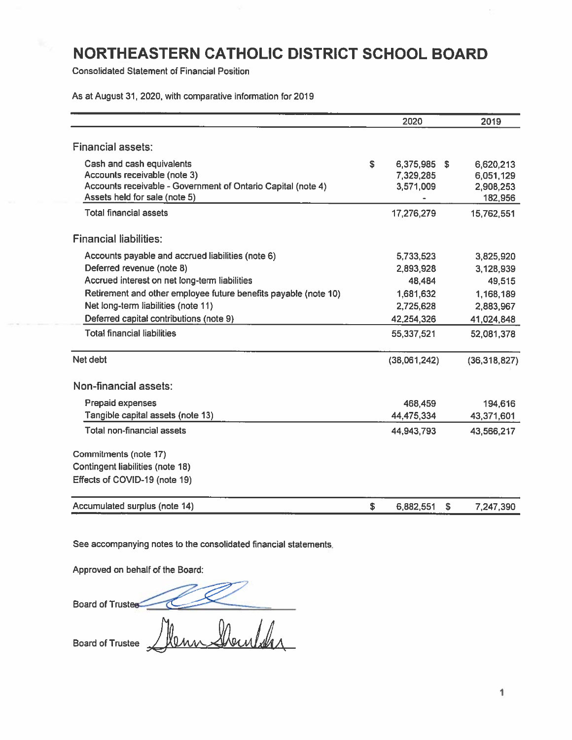# NORTHEASTERN CATHOLIC DISTRICT SCHOOL BOARD

Consolidated Statement of Financial Position

As at August 31, 2020, with comparative information for 2019

| | 2020 | 2019 |
|---|---|---|
| **Financial assets:** | | |
| Cash and cash equivalents | $ 6,375,985 | $ 6,620,213 |
| Accounts receivable (note 3) | 7,329,285 | 6,051,129 |
| Accounts receivable - Government of Ontario Capital (note 4) | 3,571,009 | 2,908,253 |
| Assets held for sale (note 5) | - | 182,956 |
| Total financial assets | 17,276,279 | 15,762,551 |
| **Financial liabilities:** | | |
| Accounts payable and accrued liabilities (note 6) | 5,733,523 | 3,825,920 |
| Deferred revenue (note 8) | 2,893,928 | 3,128,939 |
| Accrued interest on net long-term liabilities | 48,484 | 49,515 |
| Retirement and other employee future benefits payable (note 10) | 1,681,632 | 1,168,189 |
| Net long-term liabilities (note 11) | 2,725,628 | 2,883,967 |
| Deferred capital contributions (note 9) | 42,254,326 | 41,024,848 |
| Total financial liabilities | 55,337,521 | 52,081,378 |
| Net debt | (38,061,242) | (36,318,827) |
| **Non-financial assets:** | | |
| Prepaid expenses | 468,459 | 194,616 |
| Tangible capital assets (note 13) | 44,475,334 | 43,371,601 |
| Total non-financial assets | 44,943,793 | 43,566,217 |
| Commitments (note 17) | | |
| Contingent liabilities (note 18) | | |
| Effects of COVID-19 (note 19) | | |
| Accumulated surplus (note 14) | $ 6,882,551 | $ 7,247,390 |

See accompanying notes to the consolidated financial statements.

Approved on behalf of the Board:

Board of Trustee ______________________

Board of Trustee ______________________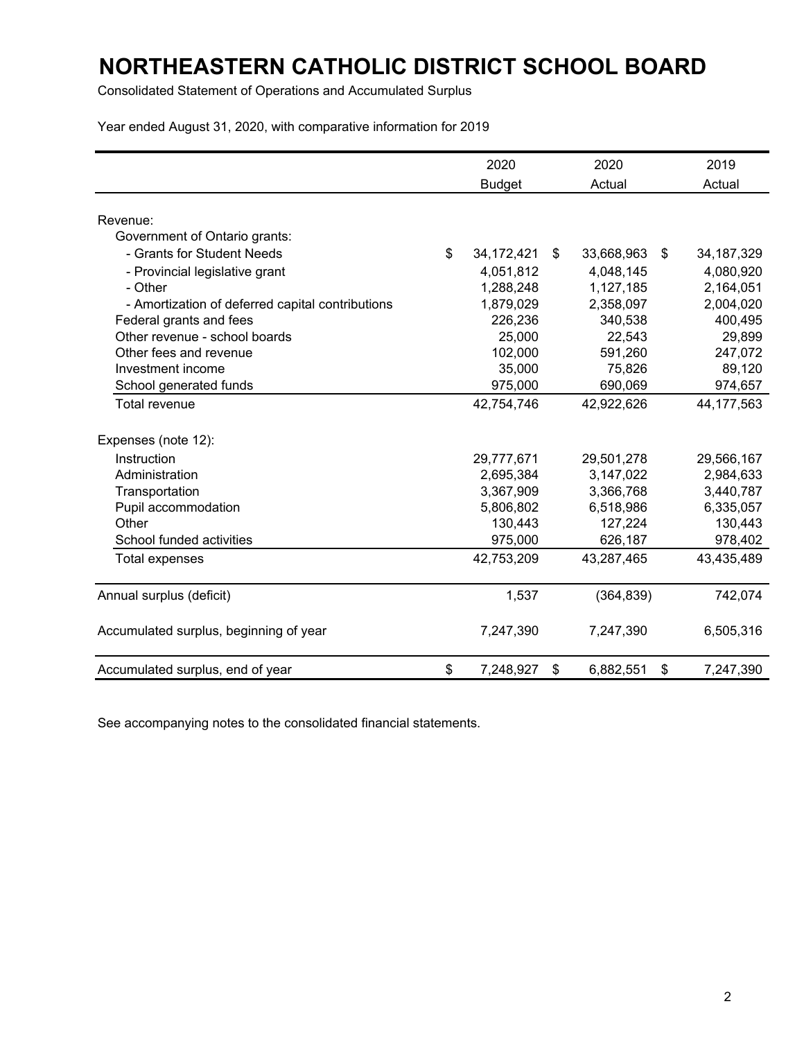# NORTHEASTERN CATHOLIC DISTRICT SCHOOL BOARD

Consolidated Statement of Operations and Accumulated Surplus

Year ended August 31, 2020, with comparative information for 2019

| | 2020 Budget | 2020 Actual | 2019 Actual |
|---|---|---|---|
| Revenue: | | | |
| Government of Ontario grants: | | | |
| - Grants for Student Needs | $ 34,172,421 | $ 33,668,963 | $ 34,187,329 |
| - Provincial legislative grant | 4,051,812 | 4,048,145 | 4,080,920 |
| - Other | 1,288,248 | 1,127,185 | 2,164,051 |
| - Amortization of deferred capital contributions | 1,879,029 | 2,358,097 | 2,004,020 |
| Federal grants and fees | 226,236 | 340,538 | 400,495 |
| Other revenue - school boards | 25,000 | 22,543 | 29,899 |
| Other fees and revenue | 102,000 | 591,260 | 247,072 |
| Investment income | 35,000 | 75,826 | 89,120 |
| School generated funds | 975,000 | 690,069 | 974,657 |
| Total revenue | 42,754,746 | 42,922,626 | 44,177,563 |
| Expenses (note 12): | | | |
| Instruction | 29,777,671 | 29,501,278 | 29,566,167 |
| Administration | 2,695,384 | 3,147,022 | 2,984,633 |
| Transportation | 3,367,909 | 3,366,768 | 3,440,787 |
| Pupil accommodation | 5,806,802 | 6,518,986 | 6,335,057 |
| Other | 130,443 | 127,224 | 130,443 |
| School funded activities | 975,000 | 626,187 | 978,402 |
| Total expenses | 42,753,209 | 43,287,465 | 43,435,489 |
| Annual surplus (deficit) | 1,537 | (364,839) | 742,074 |
| Accumulated surplus, beginning of year | 7,247,390 | 7,247,390 | 6,505,316 |
| Accumulated surplus, end of year | $ 7,248,927 | $ 6,882,551 | $ 7,247,390 |

See accompanying notes to the consolidated financial statements.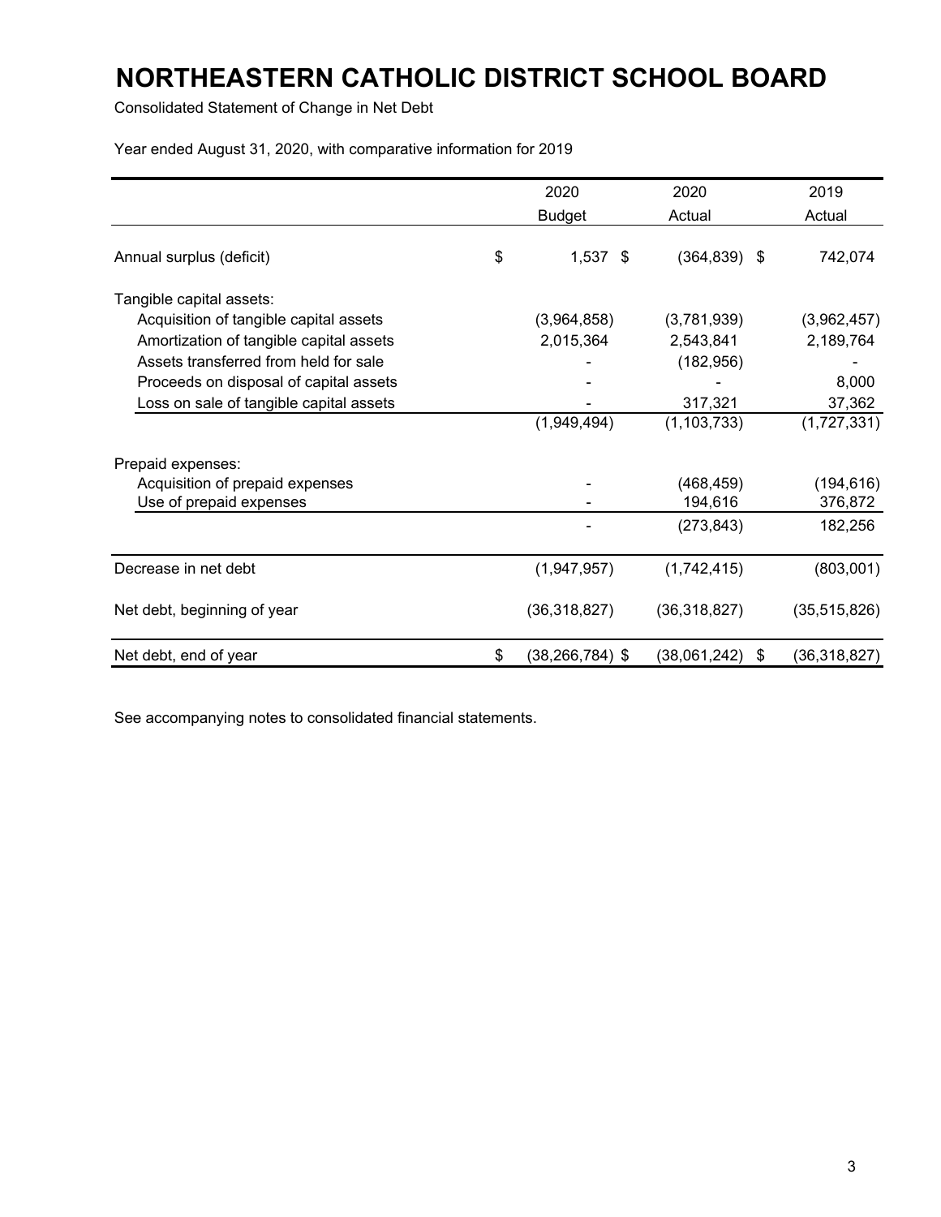# NORTHEASTERN CATHOLIC DISTRICT SCHOOL BOARD

Consolidated Statement of Change in Net Debt

Year ended August 31, 2020, with comparative information for 2019

| | 2020 Budget | 2020 Actual | 2019 Actual |
|---|---|---|---|
| Annual surplus (deficit) | $ 1,537 | $ (364,839) | $ 742,074 |
| Tangible capital assets: | | | |
| Acquisition of tangible capital assets | (3,964,858) | (3,781,939) | (3,962,457) |
| Amortization of tangible capital assets | 2,015,364 | 2,543,841 | 2,189,764 |
| Assets transferred from held for sale | - | (182,956) | - |
| Proceeds on disposal of capital assets | - | - | 8,000 |
| Loss on sale of tangible capital assets | - | 317,321 | 37,362 |
| | (1,949,494) | (1,103,733) | (1,727,331) |
| Prepaid expenses: | | | |
| Acquisition of prepaid expenses | - | (468,459) | (194,616) |
| Use of prepaid expenses | - | 194,616 | 376,872 |
| | - | (273,843) | 182,256 |
| Decrease in net debt | (1,947,957) | (1,742,415) | (803,001) |
| Net debt, beginning of year | (36,318,827) | (36,318,827) | (35,515,826) |
| Net debt, end of year | $ (38,266,784) | $ (38,061,242) | $ (36,318,827) |

See accompanying notes to consolidated financial statements.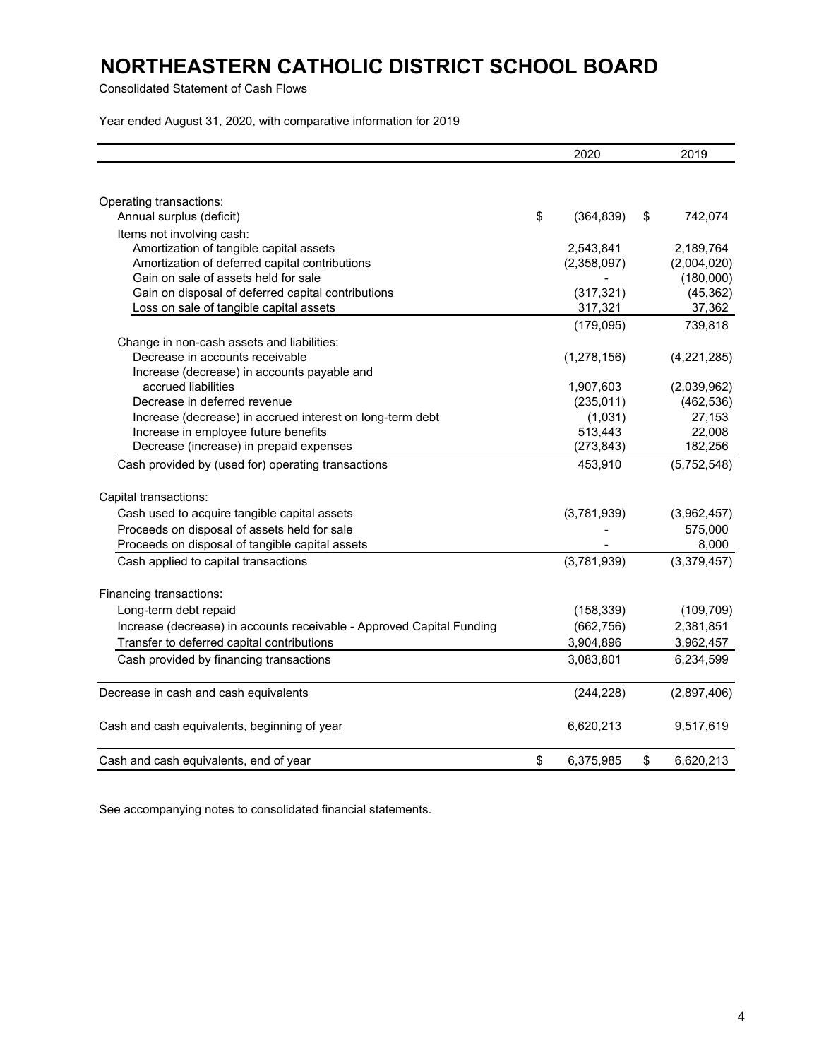# NORTHEASTERN CATHOLIC DISTRICT SCHOOL BOARD

Consolidated Statement of Cash Flows

Year ended August 31, 2020, with comparative information for 2019

| | 2020 | 2019 |
|---|---|---|
| Operating transactions: | | |
| Annual surplus (deficit) | $ (364,839) | $ 742,074 |
| Items not involving cash: | | |
| Amortization of tangible capital assets | 2,543,841 | 2,189,764 |
| Amortization of deferred capital contributions | (2,358,097) | (2,004,020) |
| Gain on sale of assets held for sale | - | (180,000) |
| Gain on disposal of deferred capital contributions | (317,321) | (45,362) |
| Loss on sale of tangible capital assets | 317,321 | 37,362 |
| | (179,095) | 739,818 |
| Change in non-cash assets and liabilities: | | |
| Decrease in accounts receivable | (1,278,156) | (4,221,285) |
| Increase (decrease) in accounts payable and accrued liabilities | 1,907,603 | (2,039,962) |
| Decrease in deferred revenue | (235,011) | (462,536) |
| Increase (decrease) in accrued interest on long-term debt | (1,031) | 27,153 |
| Increase in employee future benefits | 513,443 | 22,008 |
| Decrease (increase) in prepaid expenses | (273,843) | 182,256 |
| Cash provided by (used for) operating transactions | 453,910 | (5,752,548) |
| Capital transactions: | | |
| Cash used to acquire tangible capital assets | (3,781,939) | (3,962,457) |
| Proceeds on disposal of assets held for sale | - | 575,000 |
| Proceeds on disposal of tangible capital assets | - | 8,000 |
| Cash applied to capital transactions | (3,781,939) | (3,379,457) |
| Financing transactions: | | |
| Long-term debt repaid | (158,339) | (109,709) |
| Increase (decrease) in accounts receivable - Approved Capital Funding | (662,756) | 2,381,851 |
| Transfer to deferred capital contributions | 3,904,896 | 3,962,457 |
| Cash provided by financing transactions | 3,083,801 | 6,234,599 |
| Decrease in cash and cash equivalents | (244,228) | (2,897,406) |
| Cash and cash equivalents, beginning of year | 6,620,213 | 9,517,619 |
| Cash and cash equivalents, end of year | $ 6,375,985 | $ 6,620,213 |

See accompanying notes to consolidated financial statements.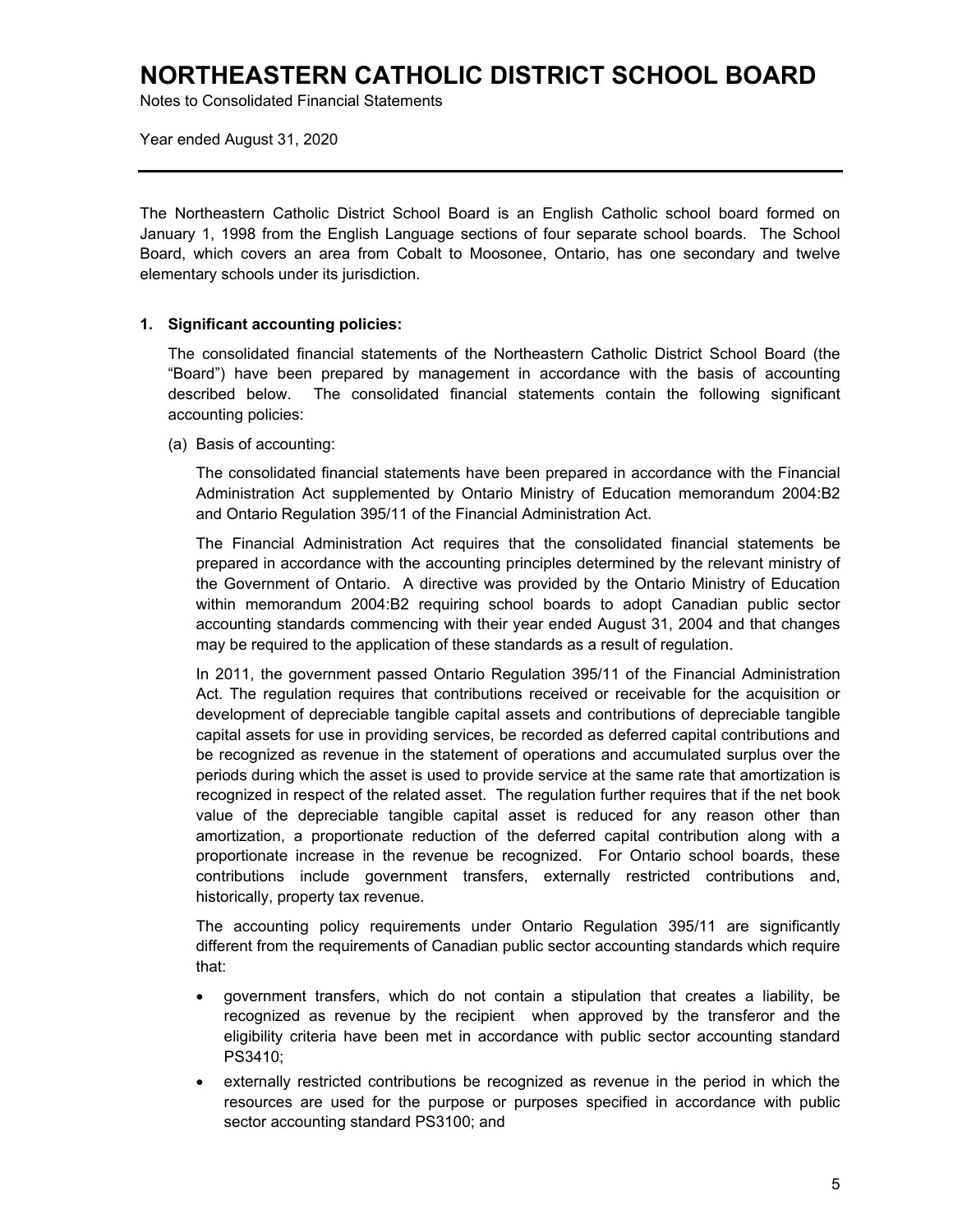# NORTHEASTERN CATHOLIC DISTRICT SCHOOL BOARD

Notes to Consolidated Financial Statements

Year ended August 31, 2020

---

The Northeastern Catholic District School Board is an English Catholic school board formed on January 1, 1998 from the English Language sections of four separate school boards. The School Board, which covers an area from Cobalt to Moosonee, Ontario, has one secondary and twelve elementary schools under its jurisdiction.

**1. Significant accounting policies:**

The consolidated financial statements of the Northeastern Catholic District School Board (the "Board") have been prepared by management in accordance with the basis of accounting described below. The consolidated financial statements contain the following significant accounting policies:

(a) Basis of accounting:

The consolidated financial statements have been prepared in accordance with the Financial Administration Act supplemented by Ontario Ministry of Education memorandum 2004:B2 and Ontario Regulation 395/11 of the Financial Administration Act.

The Financial Administration Act requires that the consolidated financial statements be prepared in accordance with the accounting principles determined by the relevant ministry of the Government of Ontario. A directive was provided by the Ontario Ministry of Education within memorandum 2004:B2 requiring school boards to adopt Canadian public sector accounting standards commencing with their year ended August 31, 2004 and that changes may be required to the application of these standards as a result of regulation.

In 2011, the government passed Ontario Regulation 395/11 of the Financial Administration Act. The regulation requires that contributions received or receivable for the acquisition or development of depreciable tangible capital assets and contributions of depreciable tangible capital assets for use in providing services, be recorded as deferred capital contributions and be recognized as revenue in the statement of operations and accumulated surplus over the periods during which the asset is used to provide service at the same rate that amortization is recognized in respect of the related asset. The regulation further requires that if the net book value of the depreciable tangible capital asset is reduced for any reason other than amortization, a proportionate reduction of the deferred capital contribution along with a proportionate increase in the revenue be recognized. For Ontario school boards, these contributions include government transfers, externally restricted contributions and, historically, property tax revenue.

The accounting policy requirements under Ontario Regulation 395/11 are significantly different from the requirements of Canadian public sector accounting standards which require that:

- government transfers, which do not contain a stipulation that creates a liability, be recognized as revenue by the recipient when approved by the transferor and the eligibility criteria have been met in accordance with public sector accounting standard PS3410;
- externally restricted contributions be recognized as revenue in the period in which the resources are used for the purpose or purposes specified in accordance with public sector accounting standard PS3100; and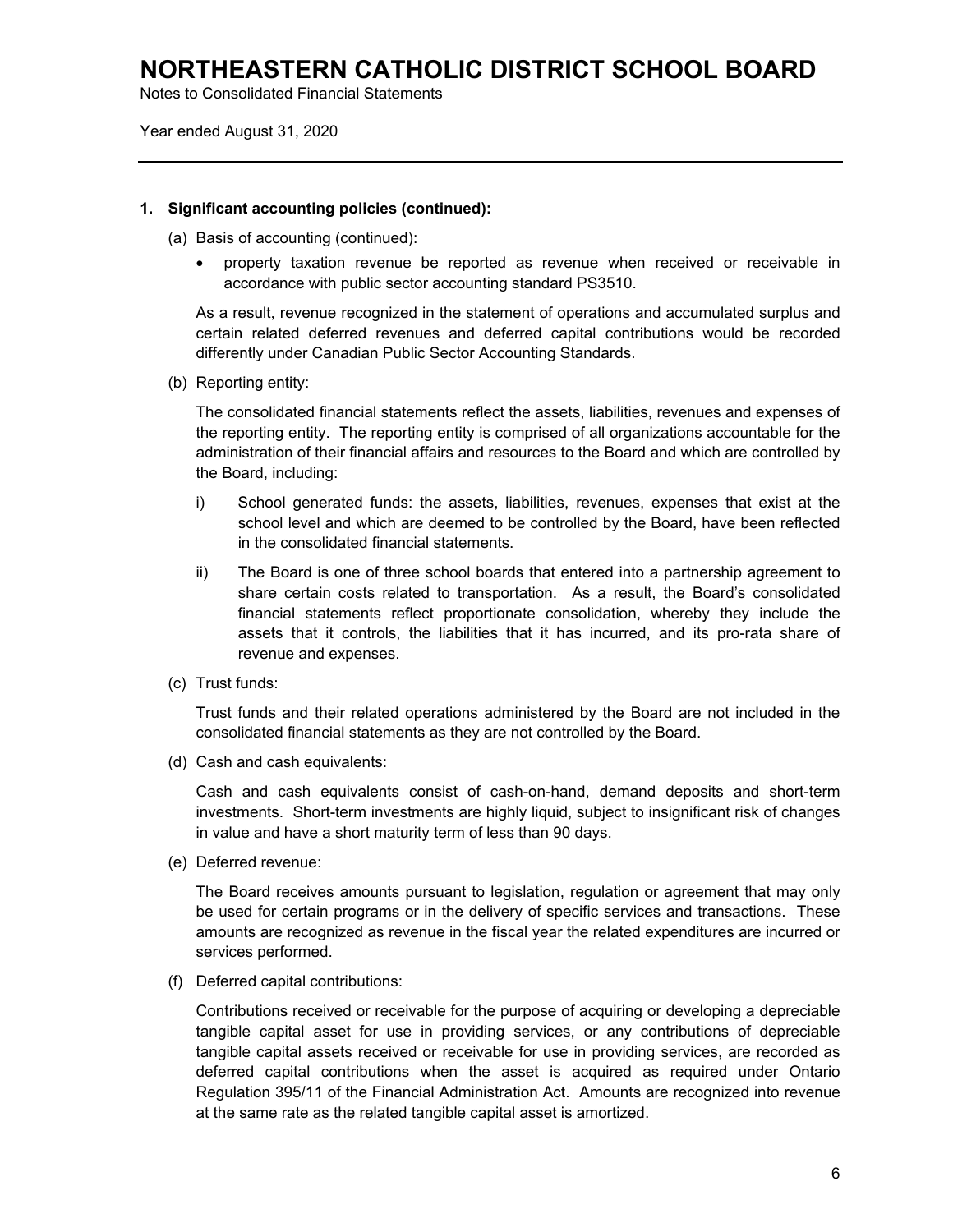# NORTHEASTERN CATHOLIC DISTRICT SCHOOL BOARD

Notes to Consolidated Financial Statements

Year ended August 31, 2020

---

**1. Significant accounting policies (continued):**

(a) Basis of accounting (continued):

- property taxation revenue be reported as revenue when received or receivable in accordance with public sector accounting standard PS3510.

As a result, revenue recognized in the statement of operations and accumulated surplus and certain related deferred revenues and deferred capital contributions would be recorded differently under Canadian Public Sector Accounting Standards.

(b) Reporting entity:

The consolidated financial statements reflect the assets, liabilities, revenues and expenses of the reporting entity. The reporting entity is comprised of all organizations accountable for the administration of their financial affairs and resources to the Board and which are controlled by the Board, including:

i) School generated funds: the assets, liabilities, revenues, expenses that exist at the school level and which are deemed to be controlled by the Board, have been reflected in the consolidated financial statements.

ii) The Board is one of three school boards that entered into a partnership agreement to share certain costs related to transportation. As a result, the Board's consolidated financial statements reflect proportionate consolidation, whereby they include the assets that it controls, the liabilities that it has incurred, and its pro-rata share of revenue and expenses.

(c) Trust funds:

Trust funds and their related operations administered by the Board are not included in the consolidated financial statements as they are not controlled by the Board.

(d) Cash and cash equivalents:

Cash and cash equivalents consist of cash-on-hand, demand deposits and short-term investments. Short-term investments are highly liquid, subject to insignificant risk of changes in value and have a short maturity term of less than 90 days.

(e) Deferred revenue:

The Board receives amounts pursuant to legislation, regulation or agreement that may only be used for certain programs or in the delivery of specific services and transactions. These amounts are recognized as revenue in the fiscal year the related expenditures are incurred or services performed.

(f) Deferred capital contributions:

Contributions received or receivable for the purpose of acquiring or developing a depreciable tangible capital asset for use in providing services, or any contributions of depreciable tangible capital assets received or receivable for use in providing services, are recorded as deferred capital contributions when the asset is acquired as required under Ontario Regulation 395/11 of the Financial Administration Act. Amounts are recognized into revenue at the same rate as the related tangible capital asset is amortized.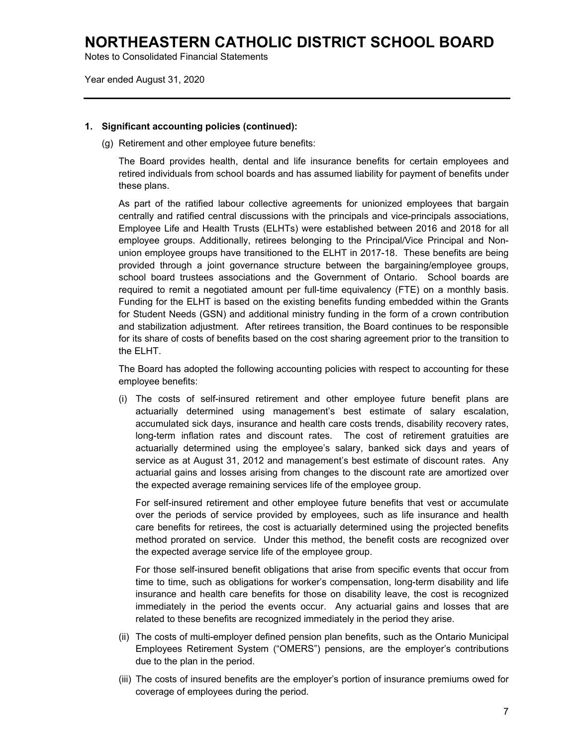# NORTHEASTERN CATHOLIC DISTRICT SCHOOL BOARD

Notes to Consolidated Financial Statements

Year ended August 31, 2020

**1. Significant accounting policies (continued):**

(g) Retirement and other employee future benefits:

The Board provides health, dental and life insurance benefits for certain employees and retired individuals from school boards and has assumed liability for payment of benefits under these plans.

As part of the ratified labour collective agreements for unionized employees that bargain centrally and ratified central discussions with the principals and vice-principals associations, Employee Life and Health Trusts (ELHTs) were established between 2016 and 2018 for all employee groups. Additionally, retirees belonging to the Principal/Vice Principal and Non-union employee groups have transitioned to the ELHT in 2017-18. These benefits are being provided through a joint governance structure between the bargaining/employee groups, school board trustees associations and the Government of Ontario. School boards are required to remit a negotiated amount per full-time equivalency (FTE) on a monthly basis. Funding for the ELHT is based on the existing benefits funding embedded within the Grants for Student Needs (GSN) and additional ministry funding in the form of a crown contribution and stabilization adjustment. After retirees transition, the Board continues to be responsible for its share of costs of benefits based on the cost sharing agreement prior to the transition to the ELHT.

The Board has adopted the following accounting policies with respect to accounting for these employee benefits:

(i) The costs of self-insured retirement and other employee future benefit plans are actuarially determined using management's best estimate of salary escalation, accumulated sick days, insurance and health care costs trends, disability recovery rates, long-term inflation rates and discount rates. The cost of retirement gratuities are actuarially determined using the employee's salary, banked sick days and years of service as at August 31, 2012 and management's best estimate of discount rates. Any actuarial gains and losses arising from changes to the discount rate are amortized over the expected average remaining services life of the employee group.

For self-insured retirement and other employee future benefits that vest or accumulate over the periods of service provided by employees, such as life insurance and health care benefits for retirees, the cost is actuarially determined using the projected benefits method prorated on service. Under this method, the benefit costs are recognized over the expected average service life of the employee group.

For those self-insured benefit obligations that arise from specific events that occur from time to time, such as obligations for worker's compensation, long-term disability and life insurance and health care benefits for those on disability leave, the cost is recognized immediately in the period the events occur. Any actuarial gains and losses that are related to these benefits are recognized immediately in the period they arise.

(ii) The costs of multi-employer defined pension plan benefits, such as the Ontario Municipal Employees Retirement System ("OMERS") pensions, are the employer's contributions due to the plan in the period.

(iii) The costs of insured benefits are the employer's portion of insurance premiums owed for coverage of employees during the period.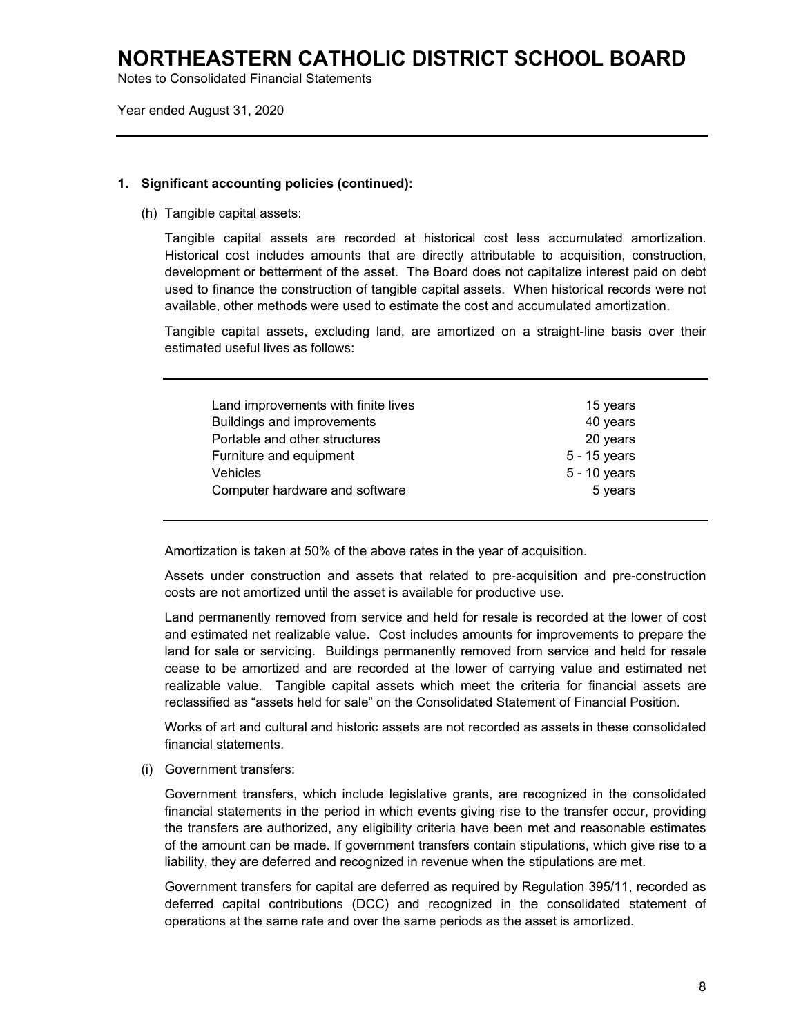# NORTHEASTERN CATHOLIC DISTRICT SCHOOL BOARD

Notes to Consolidated Financial Statements

Year ended August 31, 2020

## 1. Significant accounting policies (continued):

(h) Tangible capital assets:

Tangible capital assets are recorded at historical cost less accumulated amortization. Historical cost includes amounts that are directly attributable to acquisition, construction, development or betterment of the asset. The Board does not capitalize interest paid on debt used to finance the construction of tangible capital assets. When historical records were not available, other methods were used to estimate the cost and accumulated amortization.

Tangible capital assets, excluding land, are amortized on a straight-line basis over their estimated useful lives as follows:

| | |
|---|---|
| Land improvements with finite lives | 15 years |
| Buildings and improvements | 40 years |
| Portable and other structures | 20 years |
| Furniture and equipment | 5 - 15 years |
| Vehicles | 5 - 10 years |
| Computer hardware and software | 5 years |

Amortization is taken at 50% of the above rates in the year of acquisition.

Assets under construction and assets that related to pre-acquisition and pre-construction costs are not amortized until the asset is available for productive use.

Land permanently removed from service and held for resale is recorded at the lower of cost and estimated net realizable value. Cost includes amounts for improvements to prepare the land for sale or servicing. Buildings permanently removed from service and held for resale cease to be amortized and are recorded at the lower of carrying value and estimated net realizable value. Tangible capital assets which meet the criteria for financial assets are reclassified as "assets held for sale" on the Consolidated Statement of Financial Position.

Works of art and cultural and historic assets are not recorded as assets in these consolidated financial statements.

(i) Government transfers:

Government transfers, which include legislative grants, are recognized in the consolidated financial statements in the period in which events giving rise to the transfer occur, providing the transfers are authorized, any eligibility criteria have been met and reasonable estimates of the amount can be made. If government transfers contain stipulations, which give rise to a liability, they are deferred and recognized in revenue when the stipulations are met.

Government transfers for capital are deferred as required by Regulation 395/11, recorded as deferred capital contributions (DCC) and recognized in the consolidated statement of operations at the same rate and over the same periods as the asset is amortized.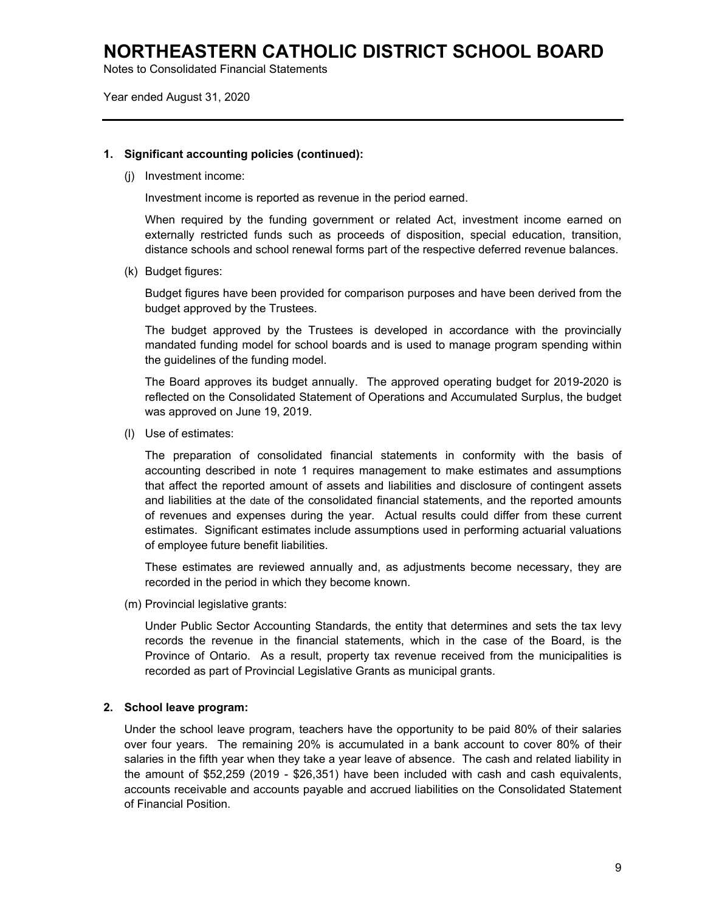# NORTHEASTERN CATHOLIC DISTRICT SCHOOL BOARD

Notes to Consolidated Financial Statements

Year ended August 31, 2020

---

**1. Significant accounting policies (continued):**

(j) Investment income:

Investment income is reported as revenue in the period earned.

When required by the funding government or related Act, investment income earned on externally restricted funds such as proceeds of disposition, special education, transition, distance schools and school renewal forms part of the respective deferred revenue balances.

(k) Budget figures:

Budget figures have been provided for comparison purposes and have been derived from the budget approved by the Trustees.

The budget approved by the Trustees is developed in accordance with the provincially mandated funding model for school boards and is used to manage program spending within the guidelines of the funding model.

The Board approves its budget annually. The approved operating budget for 2019-2020 is reflected on the Consolidated Statement of Operations and Accumulated Surplus, the budget was approved on June 19, 2019.

(l) Use of estimates:

The preparation of consolidated financial statements in conformity with the basis of accounting described in note 1 requires management to make estimates and assumptions that affect the reported amount of assets and liabilities and disclosure of contingent assets and liabilities at the date of the consolidated financial statements, and the reported amounts of revenues and expenses during the year. Actual results could differ from these current estimates. Significant estimates include assumptions used in performing actuarial valuations of employee future benefit liabilities.

These estimates are reviewed annually and, as adjustments become necessary, they are recorded in the period in which they become known.

(m) Provincial legislative grants:

Under Public Sector Accounting Standards, the entity that determines and sets the tax levy records the revenue in the financial statements, which in the case of the Board, is the Province of Ontario. As a result, property tax revenue received from the municipalities is recorded as part of Provincial Legislative Grants as municipal grants.

**2. School leave program:**

Under the school leave program, teachers have the opportunity to be paid 80% of their salaries over four years. The remaining 20% is accumulated in a bank account to cover 80% of their salaries in the fifth year when they take a year leave of absence. The cash and related liability in the amount of $52,259 (2019 - $26,351) have been included with cash and cash equivalents, accounts receivable and accounts payable and accrued liabilities on the Consolidated Statement of Financial Position.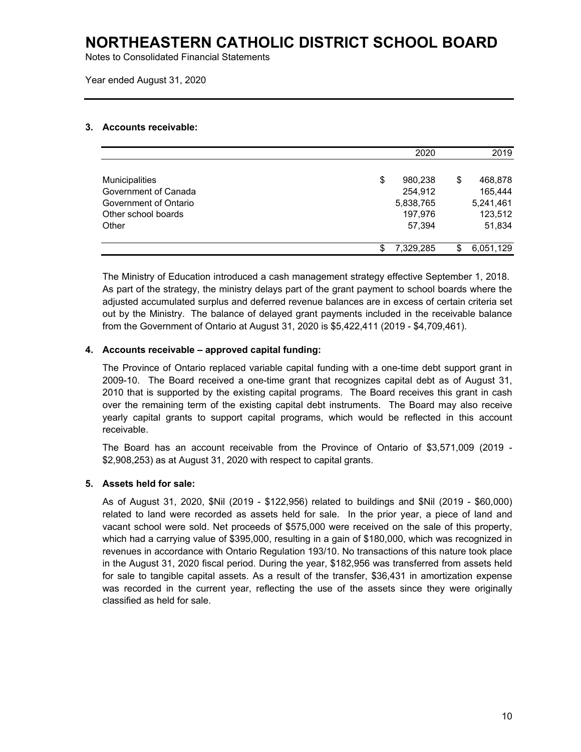# NORTHEASTERN CATHOLIC DISTRICT SCHOOL BOARD

Notes to Consolidated Financial Statements

Year ended August 31, 2020

### 3. Accounts receivable:

| | 2020 | 2019 |
|---|---|---|
| Municipalities | $ 980,238 | $ 468,878 |
| Government of Canada | 254,912 | 165,444 |
| Government of Ontario | 5,838,765 | 5,241,461 |
| Other school boards | 197,976 | 123,512 |
| Other | 57,394 | 51,834 |
| | $ 7,329,285 | $ 6,051,129 |

The Ministry of Education introduced a cash management strategy effective September 1, 2018. As part of the strategy, the ministry delays part of the grant payment to school boards where the adjusted accumulated surplus and deferred revenue balances are in excess of certain criteria set out by the Ministry. The balance of delayed grant payments included in the receivable balance from the Government of Ontario at August 31, 2020 is $5,422,411 (2019 - $4,709,461).

### 4. Accounts receivable – approved capital funding:

The Province of Ontario replaced variable capital funding with a one-time debt support grant in 2009-10. The Board received a one-time grant that recognizes capital debt as of August 31, 2010 that is supported by the existing capital programs. The Board receives this grant in cash over the remaining term of the existing capital debt instruments. The Board may also receive yearly capital grants to support capital programs, which would be reflected in this account receivable.

The Board has an account receivable from the Province of Ontario of $3,571,009 (2019 - $2,908,253) as at August 31, 2020 with respect to capital grants.

### 5. Assets held for sale:

As of August 31, 2020, $Nil (2019 - $122,956) related to buildings and $Nil (2019 - $60,000) related to land were recorded as assets held for sale. In the prior year, a piece of land and vacant school were sold. Net proceeds of $575,000 were received on the sale of this property, which had a carrying value of $395,000, resulting in a gain of $180,000, which was recognized in revenues in accordance with Ontario Regulation 193/10. No transactions of this nature took place in the August 31, 2020 fiscal period. During the year, $182,956 was transferred from assets held for sale to tangible capital assets. As a result of the transfer, $36,431 in amortization expense was recorded in the current year, reflecting the use of the assets since they were originally classified as held for sale.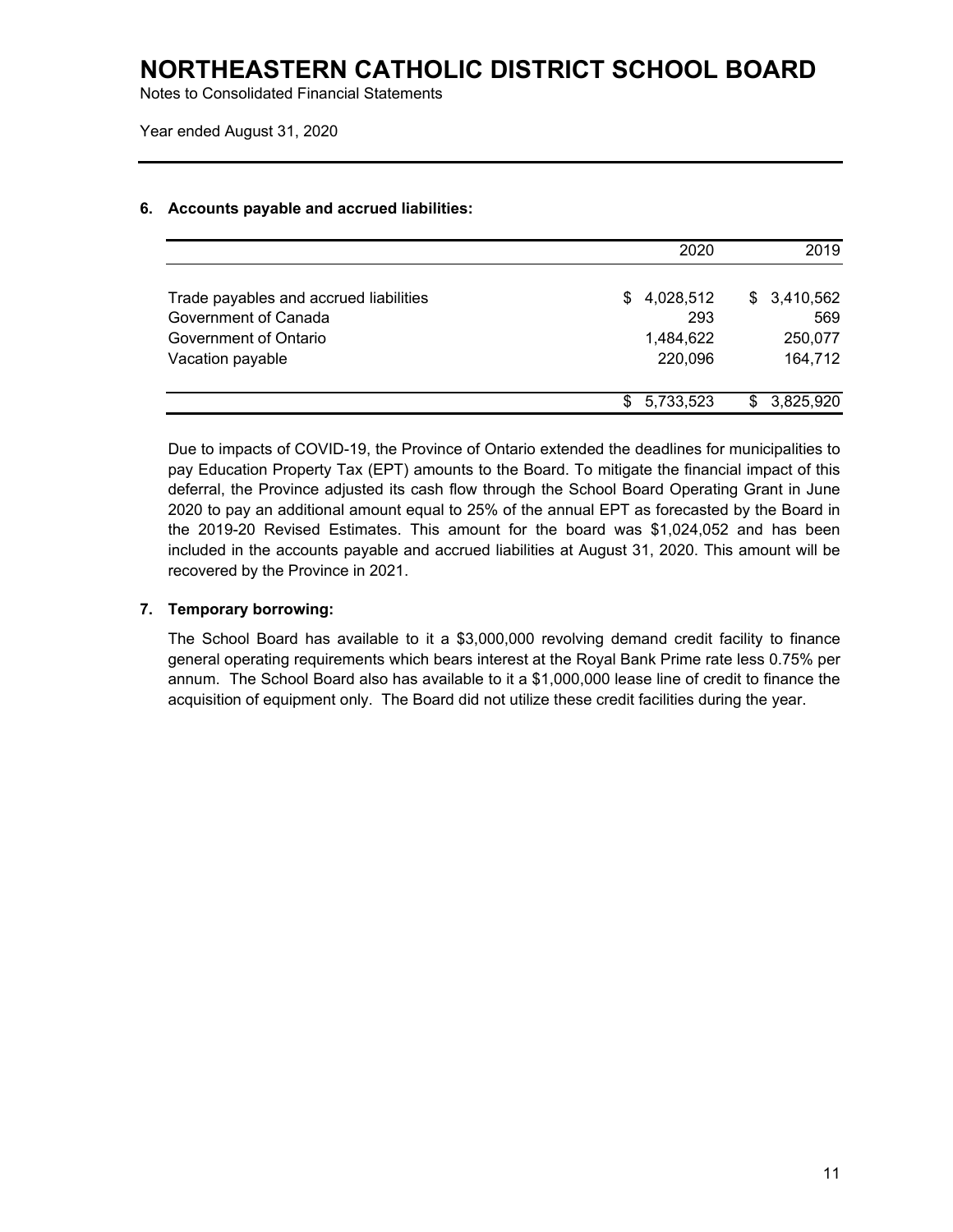# NORTHEASTERN CATHOLIC DISTRICT SCHOOL BOARD

Notes to Consolidated Financial Statements

Year ended August 31, 2020

## 6. Accounts payable and accrued liabilities:

| | 2020 | 2019 |
|---|---:|---:|
| Trade payables and accrued liabilities | $ 4,028,512 | $ 3,410,562 |
| Government of Canada | 293 | 569 |
| Government of Ontario | 1,484,622 | 250,077 |
| Vacation payable | 220,096 | 164,712 |
| | $ 5,733,523 | $ 3,825,920 |

Due to impacts of COVID-19, the Province of Ontario extended the deadlines for municipalities to pay Education Property Tax (EPT) amounts to the Board. To mitigate the financial impact of this deferral, the Province adjusted its cash flow through the School Board Operating Grant in June 2020 to pay an additional amount equal to 25% of the annual EPT as forecasted by the Board in the 2019-20 Revised Estimates. This amount for the board was $1,024,052 and has been included in the accounts payable and accrued liabilities at August 31, 2020. This amount will be recovered by the Province in 2021.

## 7. Temporary borrowing:

The School Board has available to it a $3,000,000 revolving demand credit facility to finance general operating requirements which bears interest at the Royal Bank Prime rate less 0.75% per annum. The School Board also has available to it a $1,000,000 lease line of credit to finance the acquisition of equipment only. The Board did not utilize these credit facilities during the year.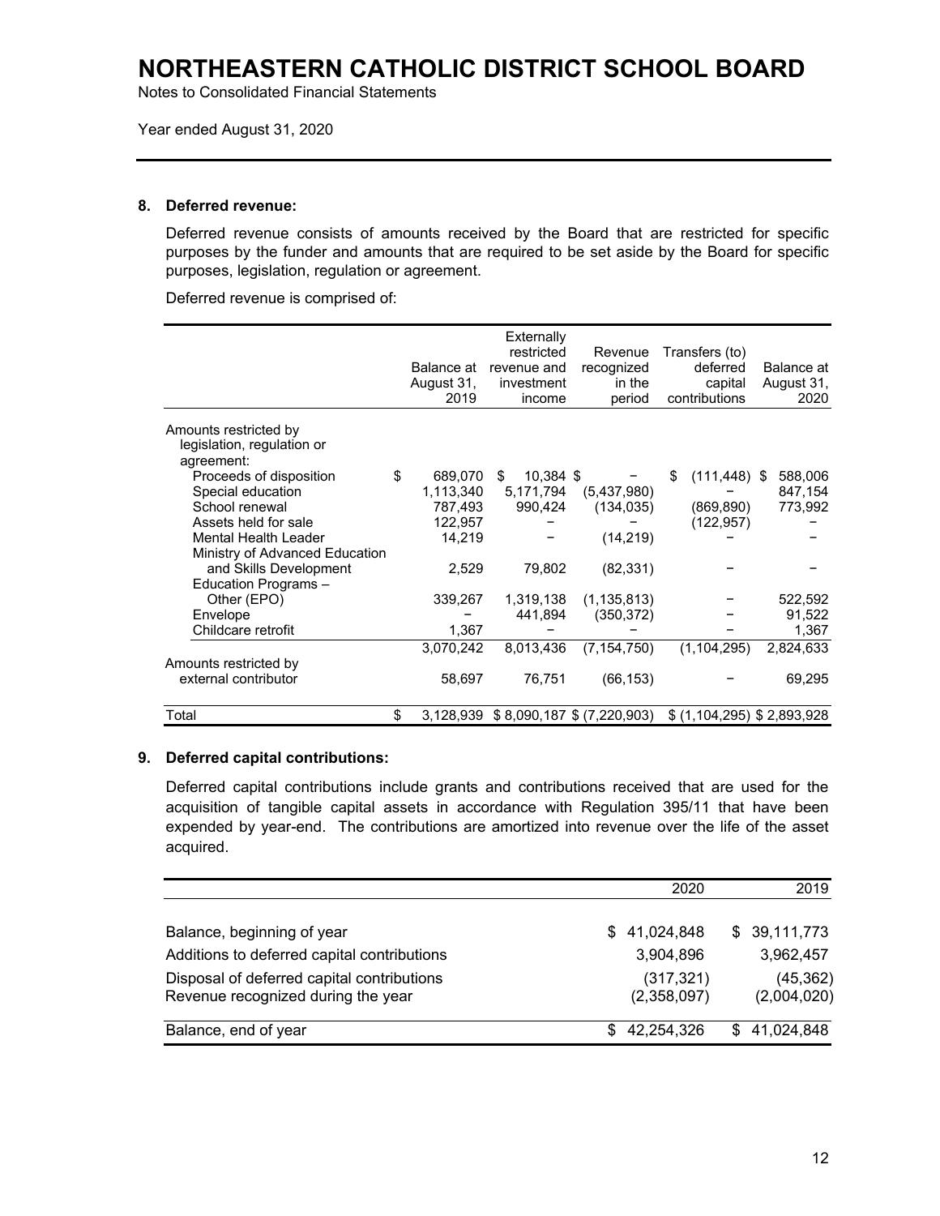# NORTHEASTERN CATHOLIC DISTRICT SCHOOL BOARD

Notes to Consolidated Financial Statements

Year ended August 31, 2020

## 8. Deferred revenue:

Deferred revenue consists of amounts received by the Board that are restricted for specific purposes by the funder and amounts that are required to be set aside by the Board for specific purposes, legislation, regulation or agreement.

Deferred revenue is comprised of:

| | Balance at August 31, 2019 | Externally restricted revenue and investment income | Revenue recognized in the period | Transfers (to) deferred capital contributions | Balance at August 31, 2020 |
|---|---|---|---|---|---|
| Amounts restricted by legislation, regulation or agreement: | | | | | |
| Proceeds of disposition | $ 689,070 | $ 10,384 | $ – | $ (111,448) | $ 588,006 |
| Special education | 1,113,340 | 5,171,794 | (5,437,980) | – | 847,154 |
| School renewal | 787,493 | 990,424 | (134,035) | (869,890) | 773,992 |
| Assets held for sale | 122,957 | – | – | (122,957) | – |
| Mental Health Leader | 14,219 | – | (14,219) | – | – |
| Ministry of Advanced Education and Skills Development | 2,529 | 79,802 | (82,331) | – | – |
| Education Programs – Other (EPO) | 339,267 | 1,319,138 | (1,135,813) | – | 522,592 |
| Envelope | – | 441,894 | (350,372) | – | 91,522 |
| Childcare retrofit | 1,367 | – | – | – | 1,367 |
| | 3,070,242 | 8,013,436 | (7,154,750) | (1,104,295) | 2,824,633 |
| Amounts restricted by external contributor | 58,697 | 76,751 | (66,153) | – | 69,295 |
| Total | $ 3,128,939 | $ 8,090,187 | $ (7,220,903) | $ (1,104,295) | $ 2,893,928 |

## 9. Deferred capital contributions:

Deferred capital contributions include grants and contributions received that are used for the acquisition of tangible capital assets in accordance with Regulation 395/11 that have been expended by year-end. The contributions are amortized into revenue over the life of the asset acquired.

| | 2020 | 2019 |
|---|---|---|
| Balance, beginning of year | $ 41,024,848 | $ 39,111,773 |
| Additions to deferred capital contributions | 3,904,896 | 3,962,457 |
| Disposal of deferred capital contributions | (317,321) | (45,362) |
| Revenue recognized during the year | (2,358,097) | (2,004,020) |
| Balance, end of year | $ 42,254,326 | $ 41,024,848 |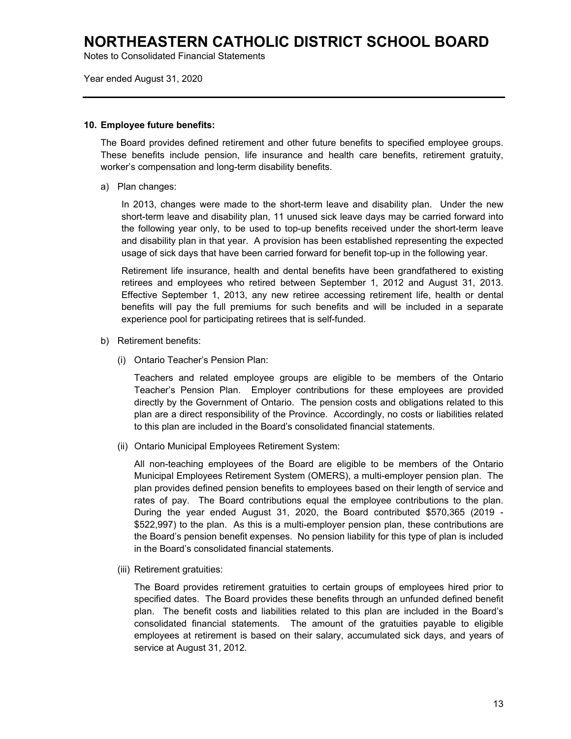### 10. Employee future benefits:

The Board provides defined retirement and other future benefits to specified employee groups. These benefits include pension, life insurance and health care benefits, retirement gratuity, worker's compensation and long-term disability benefits.

a) Plan changes:

In 2013, changes were made to the short-term leave and disability plan. Under the new short-term leave and disability plan, 11 unused sick leave days may be carried forward into the following year only, to be used to top-up benefits received under the short-term leave and disability plan in that year. A provision has been established representing the expected usage of sick days that have been carried forward for benefit top-up in the following year.

Retirement life insurance, health and dental benefits have been grandfathered to existing retirees and employees who retired between September 1, 2012 and August 31, 2013. Effective September 1, 2013, any new retiree accessing retirement life, health or dental benefits will pay the full premiums for such benefits and will be included in a separate experience pool for participating retirees that is self-funded.

b) Retirement benefits:

(i) Ontario Teacher's Pension Plan:

Teachers and related employee groups are eligible to be members of the Ontario Teacher's Pension Plan. Employer contributions for these employees are provided directly by the Government of Ontario. The pension costs and obligations related to this plan are a direct responsibility of the Province. Accordingly, no costs or liabilities related to this plan are included in the Board's consolidated financial statements.

(ii) Ontario Municipal Employees Retirement System:

All non-teaching employees of the Board are eligible to be members of the Ontario Municipal Employees Retirement System (OMERS), a multi-employer pension plan. The plan provides defined pension benefits to employees based on their length of service and rates of pay. The Board contributions equal the employee contributions to the plan. During the year ended August 31, 2020, the Board contributed $570,365 (2019 - $522,997) to the plan. As this is a multi-employer pension plan, these contributions are the Board's pension benefit expenses. No pension liability for this type of plan is included in the Board's consolidated financial statements.

(iii) Retirement gratuities:

The Board provides retirement gratuities to certain groups of employees hired prior to specified dates. The Board provides these benefits through an unfunded defined benefit plan. The benefit costs and liabilities related to this plan are included in the Board's consolidated financial statements. The amount of the gratuities payable to eligible employees at retirement is based on their salary, accumulated sick days, and years of service at August 31, 2012.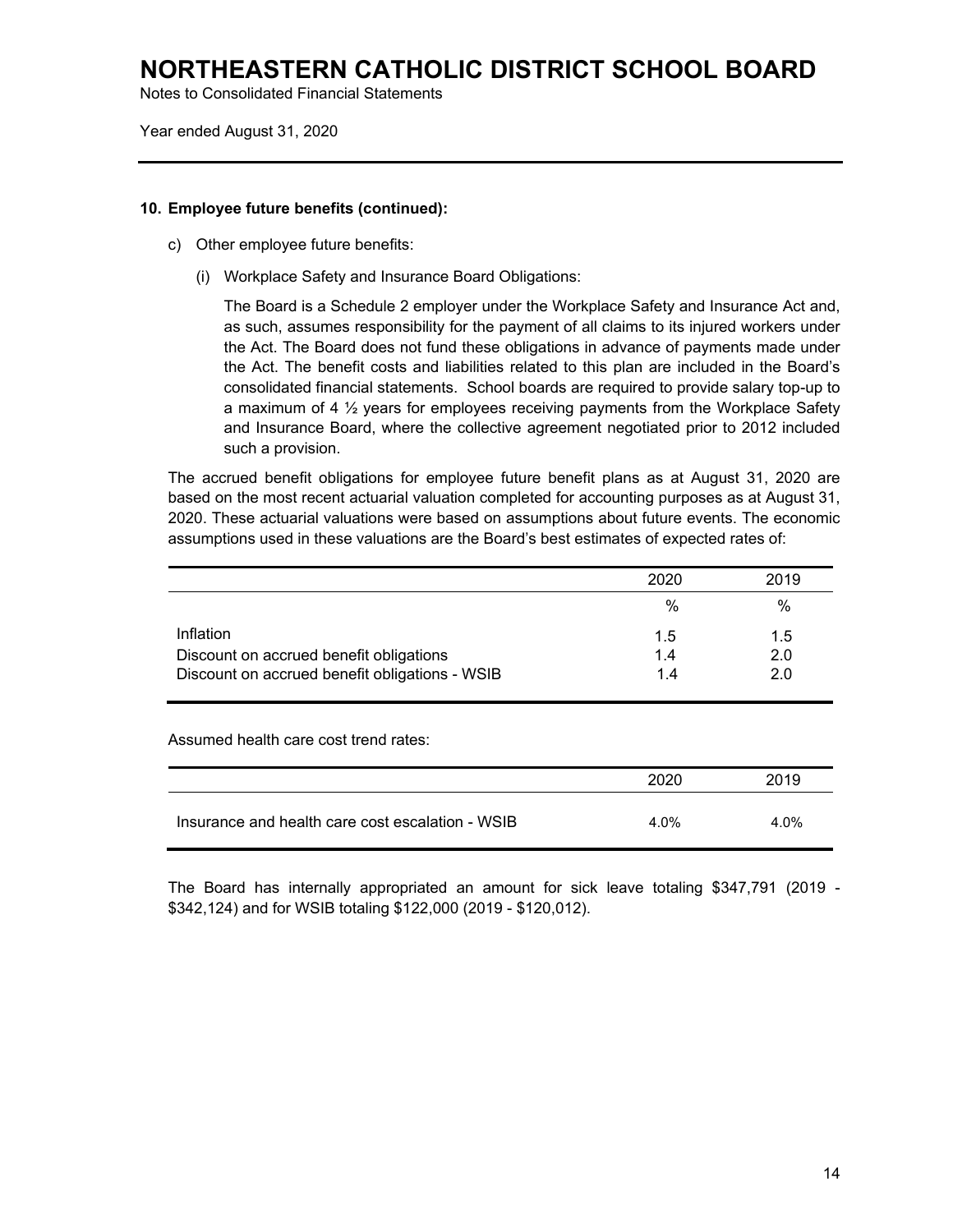# NORTHEASTERN CATHOLIC DISTRICT SCHOOL BOARD

Notes to Consolidated Financial Statements

Year ended August 31, 2020

**10. Employee future benefits (continued):**

c) Other employee future benefits:

(i) Workplace Safety and Insurance Board Obligations:

The Board is a Schedule 2 employer under the Workplace Safety and Insurance Act and, as such, assumes responsibility for the payment of all claims to its injured workers under the Act. The Board does not fund these obligations in advance of payments made under the Act. The benefit costs and liabilities related to this plan are included in the Board's consolidated financial statements. School boards are required to provide salary top-up to a maximum of 4 ½ years for employees receiving payments from the Workplace Safety and Insurance Board, where the collective agreement negotiated prior to 2012 included such a provision.

The accrued benefit obligations for employee future benefit plans as at August 31, 2020 are based on the most recent actuarial valuation completed for accounting purposes as at August 31, 2020. These actuarial valuations were based on assumptions about future events. The economic assumptions used in these valuations are the Board's best estimates of expected rates of:

| | 2020 | 2019 |
|---|---|---|
| | % | % |
| Inflation | 1.5 | 1.5 |
| Discount on accrued benefit obligations | 1.4 | 2.0 |
| Discount on accrued benefit obligations - WSIB | 1.4 | 2.0 |

Assumed health care cost trend rates:

| | 2020 | 2019 |
|---|---|---|
| Insurance and health care cost escalation - WSIB | 4.0% | 4.0% |

The Board has internally appropriated an amount for sick leave totaling $347,791 (2019 - $342,124) and for WSIB totaling $122,000 (2019 - $120,012).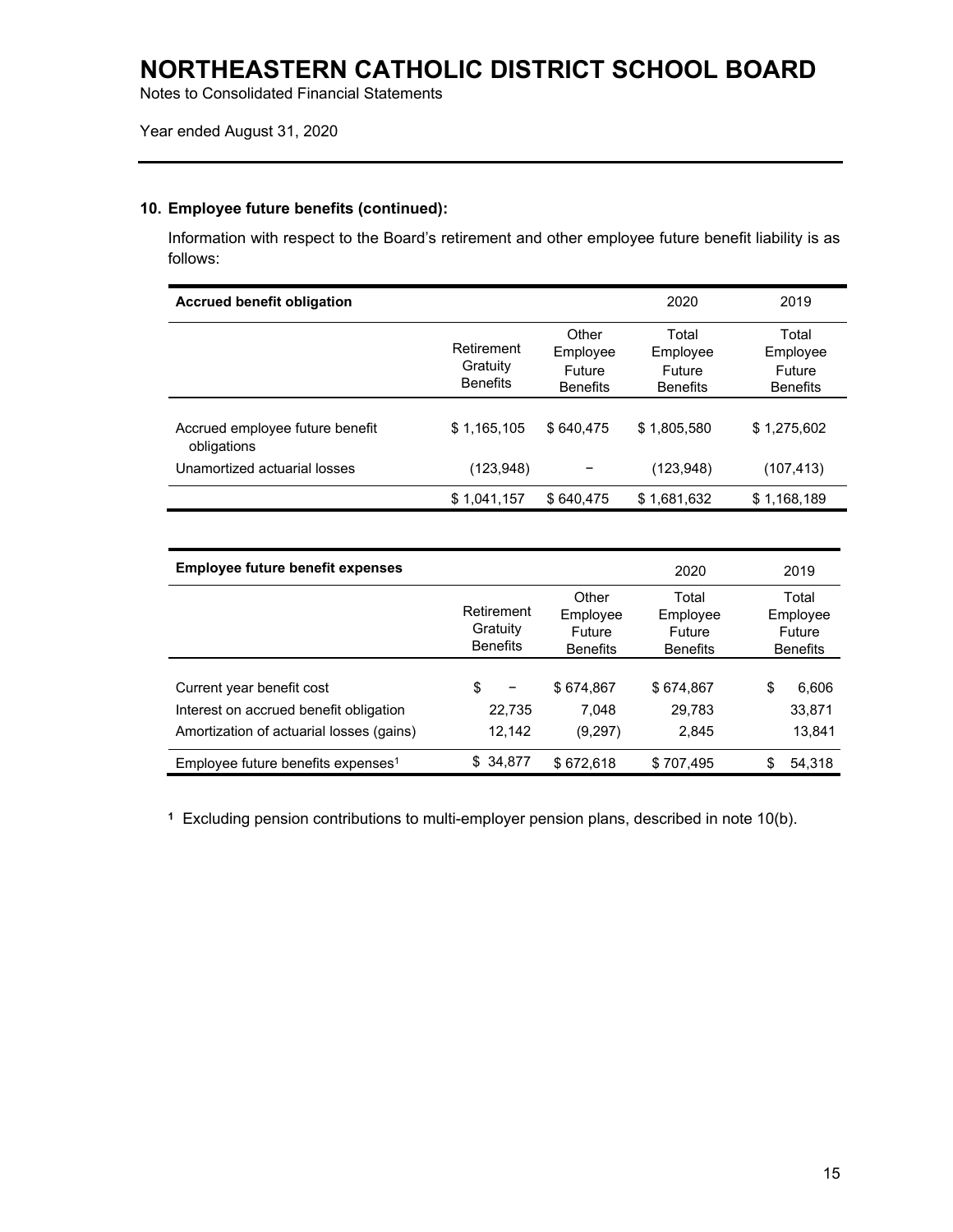# NORTHEASTERN CATHOLIC DISTRICT SCHOOL BOARD

Notes to Consolidated Financial Statements

Year ended August 31, 2020

**10. Employee future benefits (continued):**

Information with respect to the Board's retirement and other employee future benefit liability is as follows:

| Accrued benefit obligation | | | 2020 | 2019 |
|---|---|---|---|---|
| | Retirement Gratuity Benefits | Other Employee Future Benefits | Total Employee Future Benefits | Total Employee Future Benefits |
| Accrued employee future benefit obligations | $ 1,165,105 | $ 640,475 | $ 1,805,580 | $ 1,275,602 |
| Unamortized actuarial losses | (123,948) | – | (123,948) | (107,413) |
| | $ 1,041,157 | $ 640,475 | $ 1,681,632 | $ 1,168,189 |

| Employee future benefit expenses | | | 2020 | 2019 |
|---|---|---|---|---|
| | Retirement Gratuity Benefits | Other Employee Future Benefits | Total Employee Future Benefits | Total Employee Future Benefits |
| Current year benefit cost | $ – | $ 674,867 | $ 674,867 | $ 6,606 |
| Interest on accrued benefit obligation | 22,735 | 7,048 | 29,783 | 33,871 |
| Amortization of actuarial losses (gains) | 12,142 | (9,297) | 2,845 | 13,841 |
| Employee future benefits expenses[1] | $ 34,877 | $ 672,618 | $ 707,495 | $ 54,318 |

[1] Excluding pension contributions to multi-employer pension plans, described in note 10(b).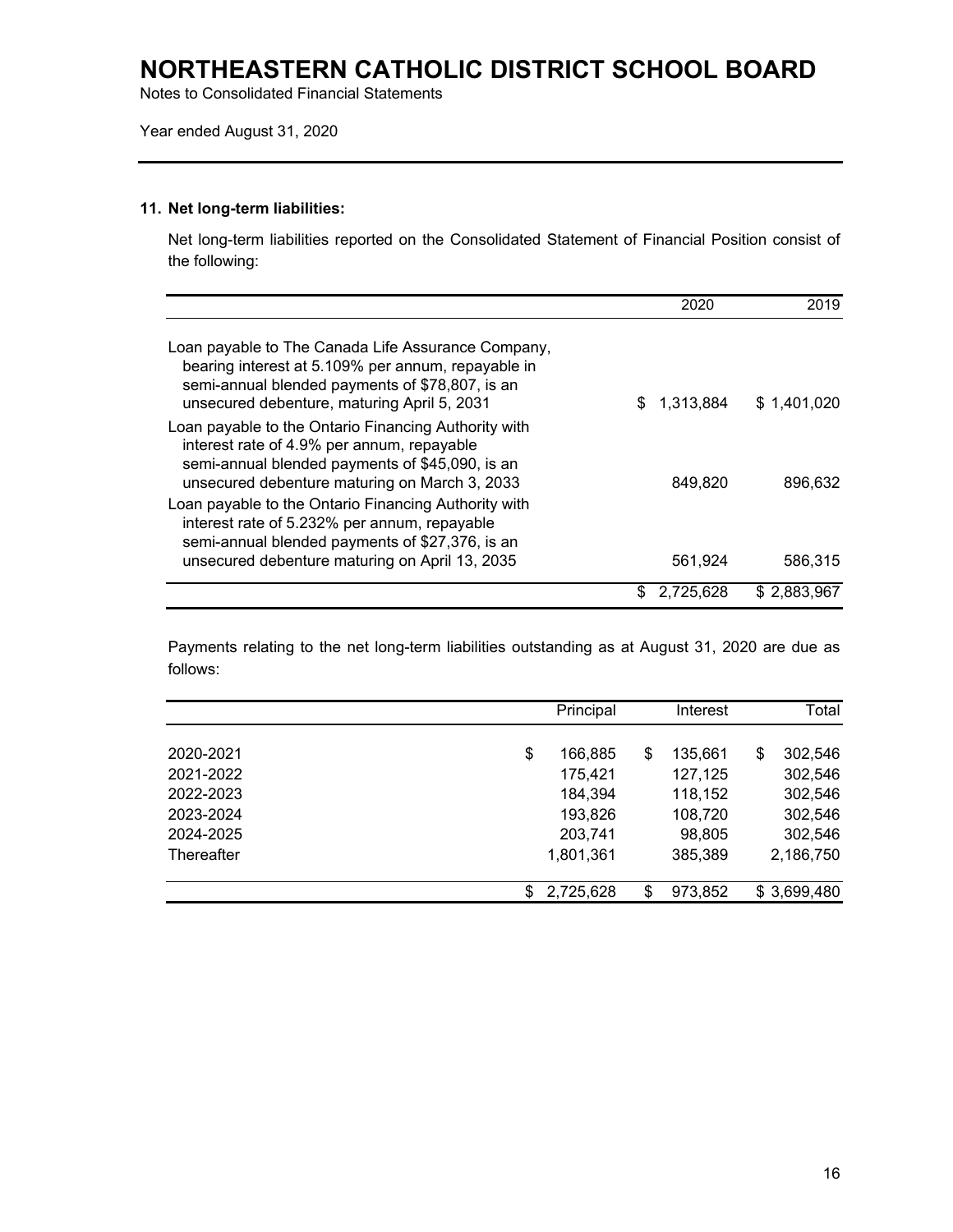# NORTHEASTERN CATHOLIC DISTRICT SCHOOL BOARD

Notes to Consolidated Financial Statements

Year ended August 31, 2020

### 11. Net long-term liabilities:

Net long-term liabilities reported on the Consolidated Statement of Financial Position consist of the following:

| | 2020 | 2019 |
|---|---|---|
| Loan payable to The Canada Life Assurance Company, bearing interest at 5.109% per annum, repayable in semi-annual blended payments of $78,807, is an unsecured debenture, maturing April 5, 2031 | $ 1,313,884 | $ 1,401,020 |
| Loan payable to the Ontario Financing Authority with interest rate of 4.9% per annum, repayable semi-annual blended payments of $45,090, is an unsecured debenture maturing on March 3, 2033 | 849,820 | 896,632 |
| Loan payable to the Ontario Financing Authority with interest rate of 5.232% per annum, repayable semi-annual blended payments of $27,376, is an unsecured debenture maturing on April 13, 2035 | 561,924 | 586,315 |
| | $ 2,725,628 | $ 2,883,967 |

Payments relating to the net long-term liabilities outstanding as at August 31, 2020 are due as follows:

| | Principal | Interest | Total |
|---|---|---|---|
| 2020-2021 | $ 166,885 | $ 135,661 | $ 302,546 |
| 2021-2022 | 175,421 | 127,125 | 302,546 |
| 2022-2023 | 184,394 | 118,152 | 302,546 |
| 2023-2024 | 193,826 | 108,720 | 302,546 |
| 2024-2025 | 203,741 | 98,805 | 302,546 |
| Thereafter | 1,801,361 | 385,389 | 2,186,750 |
| | $ 2,725,628 | $ 973,852 | $ 3,699,480 |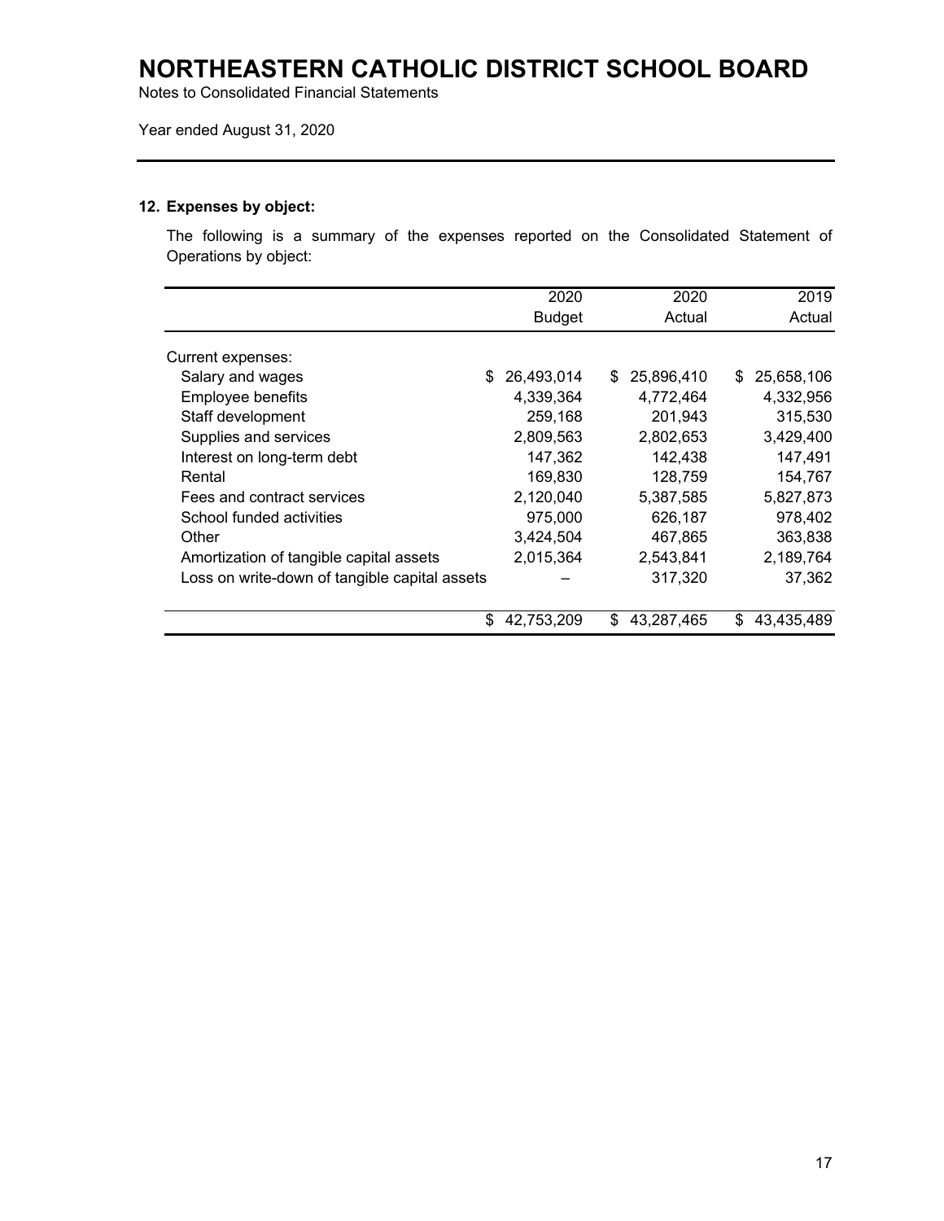# NORTHEASTERN CATHOLIC DISTRICT SCHOOL BOARD

Notes to Consolidated Financial Statements

Year ended August 31, 2020

### 12. Expenses by object:

The following is a summary of the expenses reported on the Consolidated Statement of Operations by object:

| | 2020 Budget | 2020 Actual | 2019 Actual |
|---|---|---|---|
| Current expenses: | | | |
| Salary and wages | $ 26,493,014 | $ 25,896,410 | $ 25,658,106 |
| Employee benefits | 4,339,364 | 4,772,464 | 4,332,956 |
| Staff development | 259,168 | 201,943 | 315,530 |
| Supplies and services | 2,809,563 | 2,802,653 | 3,429,400 |
| Interest on long-term debt | 147,362 | 142,438 | 147,491 |
| Rental | 169,830 | 128,759 | 154,767 |
| Fees and contract services | 2,120,040 | 5,387,585 | 5,827,873 |
| School funded activities | 975,000 | 626,187 | 978,402 |
| Other | 3,424,504 | 467,865 | 363,838 |
| Amortization of tangible capital assets | 2,015,364 | 2,543,841 | 2,189,764 |
| Loss on write-down of tangible capital assets | – | 317,320 | 37,362 |
| | $ 42,753,209 | $ 43,287,465 | $ 43,435,489 |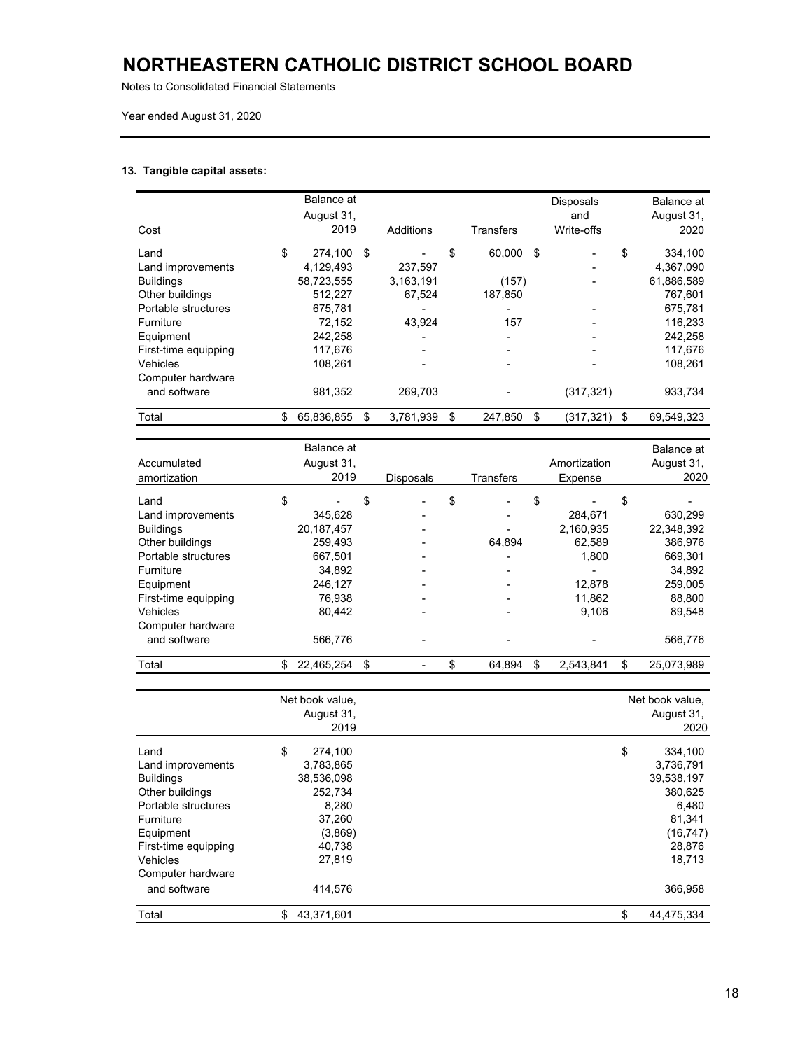# NORTHEASTERN CATHOLIC DISTRICT SCHOOL BOARD

Notes to Consolidated Financial Statements

Year ended August 31, 2020

**13. Tangible capital assets:**

| Cost | Balance at August 31, 2019 | Additions | Transfers | Disposals and Write-offs | Balance at August 31, 2020 |
|---|---|---|---|---|---|
| Land | $ 274,100 | $ - | $ 60,000 | $ - | $ 334,100 |
| Land improvements | 4,129,493 | 237,597 | | - | 4,367,090 |
| Buildings | 58,723,555 | 3,163,191 | (157) | - | 61,886,589 |
| Other buildings | 512,227 | 67,524 | 187,850 | | 767,601 |
| Portable structures | 675,781 | - | - | - | 675,781 |
| Furniture | 72,152 | 43,924 | 157 | - | 116,233 |
| Equipment | 242,258 | - | - | - | 242,258 |
| First-time equipping | 117,676 | - | - | - | 117,676 |
| Vehicles | 108,261 | - | - | - | 108,261 |
| Computer hardware and software | 981,352 | 269,703 | - | (317,321) | 933,734 |
| Total | $ 65,836,855 | $ 3,781,939 | $ 247,850 | $ (317,321) | $ 69,549,323 |

| Accumulated amortization | Balance at August 31, 2019 | Disposals | Transfers | Amortization Expense | Balance at August 31, 2020 |
|---|---|---|---|---|---|
| Land | $ - | $ - | $ - | $ - | $ - |
| Land improvements | 345,628 | - | - | 284,671 | 630,299 |
| Buildings | 20,187,457 | - | - | 2,160,935 | 22,348,392 |
| Other buildings | 259,493 | - | 64,894 | 62,589 | 386,976 |
| Portable structures | 667,501 | - | - | 1,800 | 669,301 |
| Furniture | 34,892 | - | - | - | 34,892 |
| Equipment | 246,127 | - | - | 12,878 | 259,005 |
| First-time equipping | 76,938 | - | - | 11,862 | 88,800 |
| Vehicles | 80,442 | - | - | 9,106 | 89,548 |
| Computer hardware and software | 566,776 | - | - | - | 566,776 |
| Total | $ 22,465,254 | $ - | $ 64,894 | $ 2,543,841 | $ 25,073,989 |

| | Net book value, August 31, 2019 | Net book value, August 31, 2020 |
|---|---|---|
| Land | $ 274,100 | $ 334,100 |
| Land improvements | 3,783,865 | 3,736,791 |
| Buildings | 38,536,098 | 39,538,197 |
| Other buildings | 252,734 | 380,625 |
| Portable structures | 8,280 | 6,480 |
| Furniture | 37,260 | 81,341 |
| Equipment | (3,869) | (16,747) |
| First-time equipping | 40,738 | 28,876 |
| Vehicles | 27,819 | 18,713 |
| Computer hardware and software | 414,576 | 366,958 |
| Total | $ 43,371,601 | $ 44,475,334 |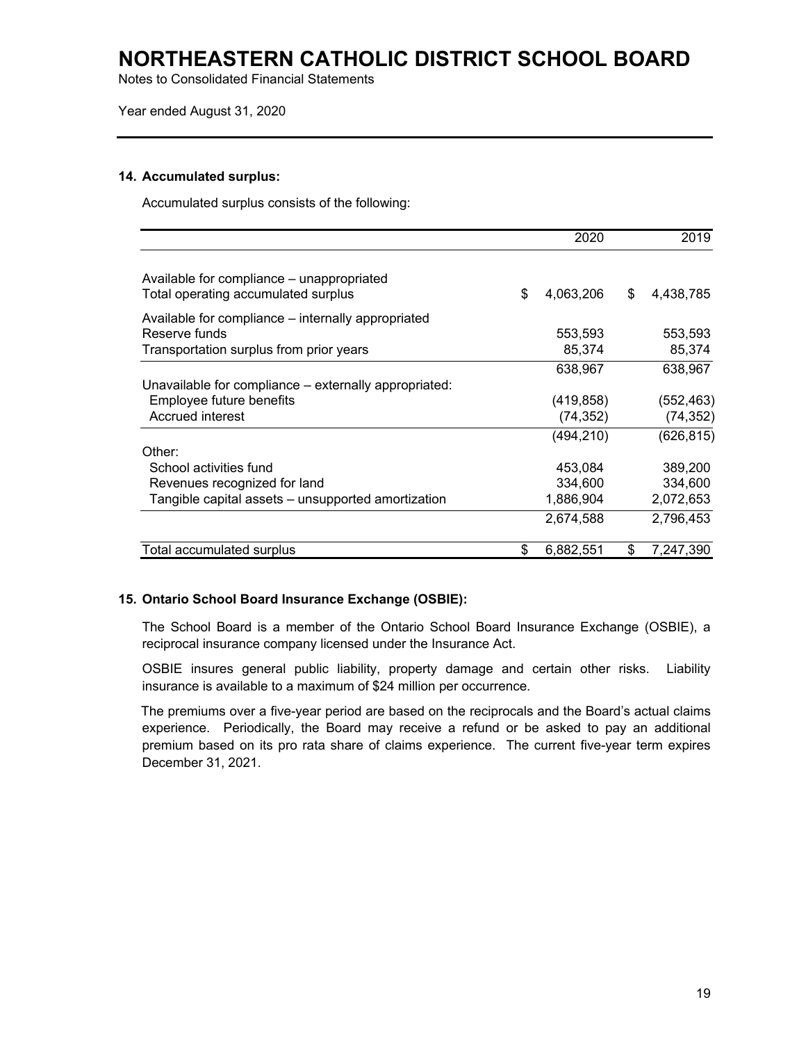## 14. Accumulated surplus:

Accumulated surplus consists of the following:

| | 2020 | 2019 |
|---|---|---|
| Available for compliance – unappropriated | | |
| Total operating accumulated surplus | $ 4,063,206 | $ 4,438,785 |
| Available for compliance – internally appropriated | | |
| Reserve funds | 553,593 | 553,593 |
| Transportation surplus from prior years | 85,374 | 85,374 |
| | 638,967 | 638,967 |
| Unavailable for compliance – externally appropriated: | | |
| Employee future benefits | (419,858) | (552,463) |
| Accrued interest | (74,352) | (74,352) |
| | (494,210) | (626,815) |
| Other: | | |
| School activities fund | 453,084 | 389,200 |
| Revenues recognized for land | 334,600 | 334,600 |
| Tangible capital assets – unsupported amortization | 1,886,904 | 2,072,653 |
| | 2,674,588 | 2,796,453 |
| Total accumulated surplus | $ 6,882,551 | $ 7,247,390 |

## 15. Ontario School Board Insurance Exchange (OSBIE):

The School Board is a member of the Ontario School Board Insurance Exchange (OSBIE), a reciprocal insurance company licensed under the Insurance Act.

OSBIE insures general public liability, property damage and certain other risks. Liability insurance is available to a maximum of $24 million per occurrence.

The premiums over a five-year period are based on the reciprocals and the Board's actual claims experience. Periodically, the Board may receive a refund or be asked to pay an additional premium based on its pro rata share of claims experience. The current five-year term expires December 31, 2021.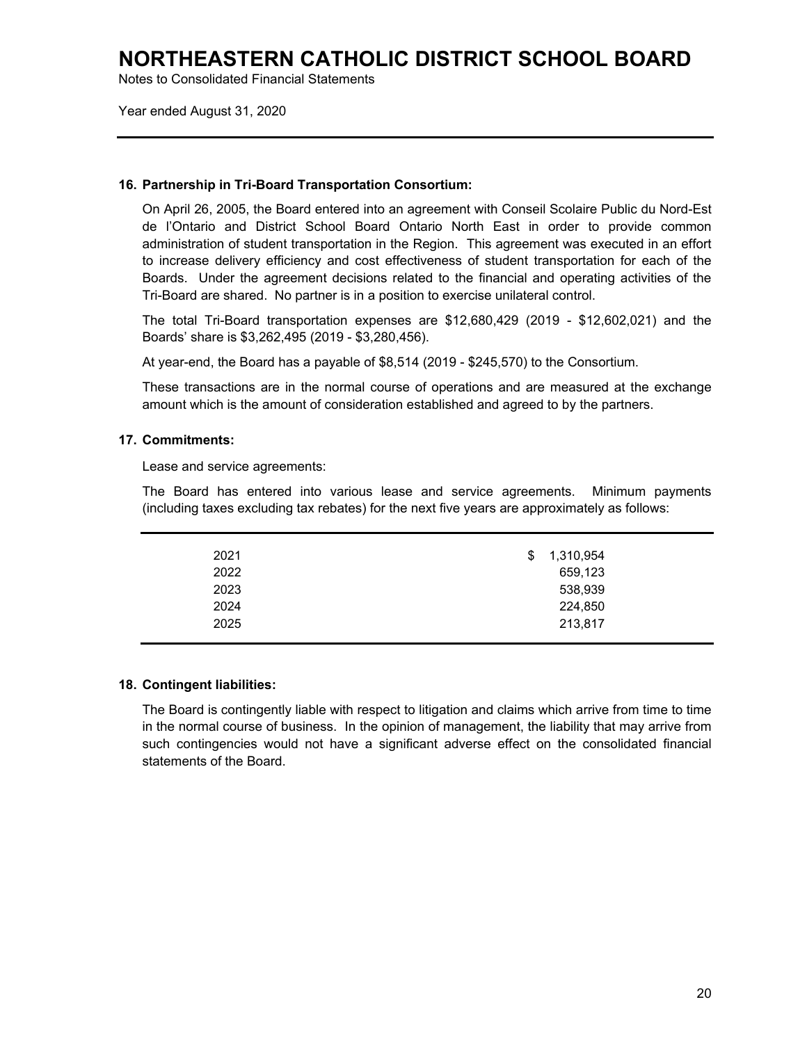# NORTHEASTERN CATHOLIC DISTRICT SCHOOL BOARD

Notes to Consolidated Financial Statements

Year ended August 31, 2020

### 16. Partnership in Tri-Board Transportation Consortium:

On April 26, 2005, the Board entered into an agreement with Conseil Scolaire Public du Nord-Est de l'Ontario and District School Board Ontario North East in order to provide common administration of student transportation in the Region. This agreement was executed in an effort to increase delivery efficiency and cost effectiveness of student transportation for each of the Boards. Under the agreement decisions related to the financial and operating activities of the Tri-Board are shared. No partner is in a position to exercise unilateral control.

The total Tri-Board transportation expenses are $12,680,429 (2019 - $12,602,021) and the Boards' share is $3,262,495 (2019 - $3,280,456).

At year-end, the Board has a payable of $8,514 (2019 - $245,570) to the Consortium.

These transactions are in the normal course of operations and are measured at the exchange amount which is the amount of consideration established and agreed to by the partners.

### 17. Commitments:

Lease and service agreements:

The Board has entered into various lease and service agreements. Minimum payments (including taxes excluding tax rebates) for the next five years are approximately as follows:

| | |
|---|---:|
| 2021 | $ 1,310,954 |
| 2022 | 659,123 |
| 2023 | 538,939 |
| 2024 | 224,850 |
| 2025 | 213,817 |

### 18. Contingent liabilities:

The Board is contingently liable with respect to litigation and claims which arrive from time to time in the normal course of business. In the opinion of management, the liability that may arrive from such contingencies would not have a significant adverse effect on the consolidated financial statements of the Board.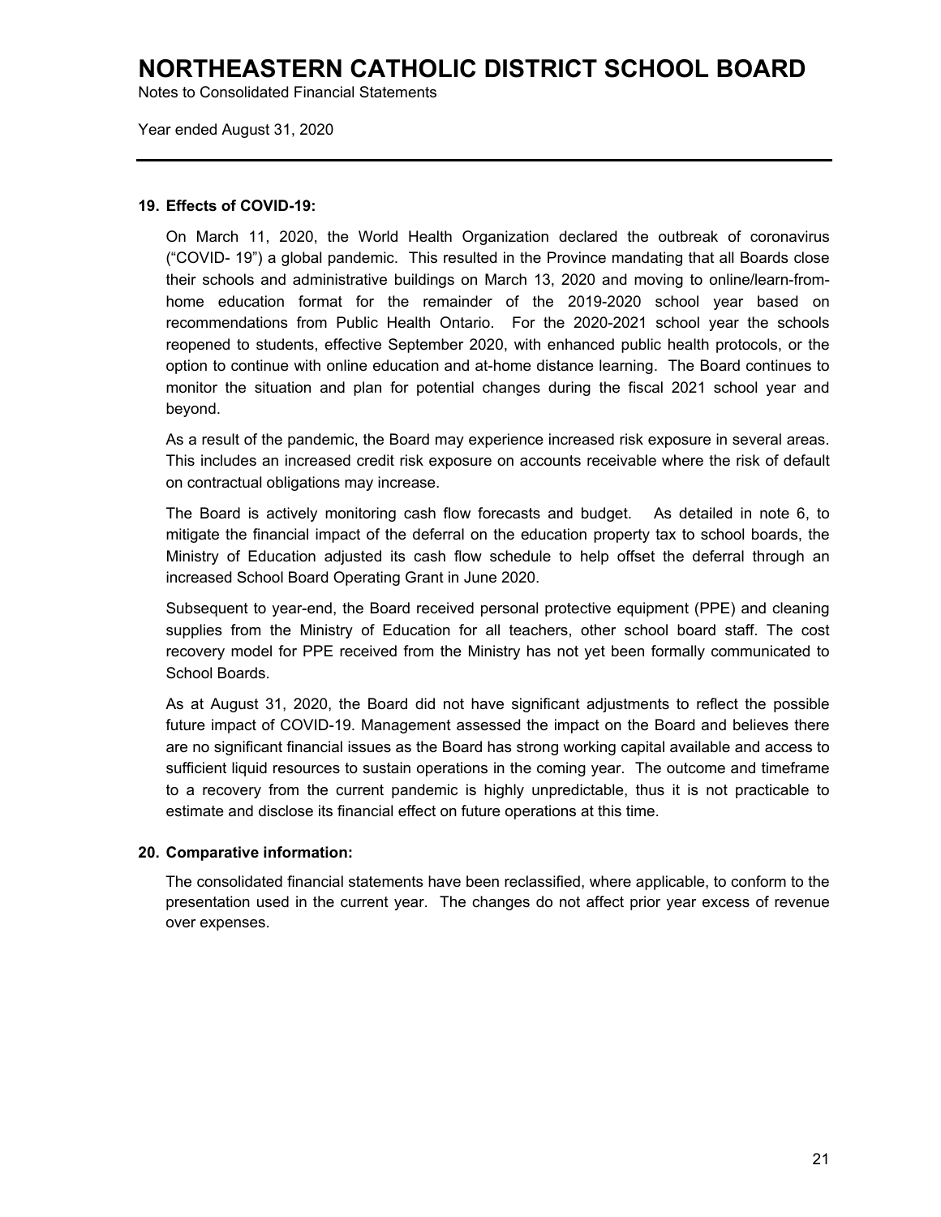## 19. Effects of COVID-19:

On March 11, 2020, the World Health Organization declared the outbreak of coronavirus ("COVID- 19") a global pandemic. This resulted in the Province mandating that all Boards close their schools and administrative buildings on March 13, 2020 and moving to online/learn-from-home education format for the remainder of the 2019-2020 school year based on recommendations from Public Health Ontario. For the 2020-2021 school year the schools reopened to students, effective September 2020, with enhanced public health protocols, or the option to continue with online education and at-home distance learning. The Board continues to monitor the situation and plan for potential changes during the fiscal 2021 school year and beyond.

As a result of the pandemic, the Board may experience increased risk exposure in several areas. This includes an increased credit risk exposure on accounts receivable where the risk of default on contractual obligations may increase.

The Board is actively monitoring cash flow forecasts and budget. As detailed in note 6, to mitigate the financial impact of the deferral on the education property tax to school boards, the Ministry of Education adjusted its cash flow schedule to help offset the deferral through an increased School Board Operating Grant in June 2020.

Subsequent to year-end, the Board received personal protective equipment (PPE) and cleaning supplies from the Ministry of Education for all teachers, other school board staff. The cost recovery model for PPE received from the Ministry has not yet been formally communicated to School Boards.

As at August 31, 2020, the Board did not have significant adjustments to reflect the possible future impact of COVID-19. Management assessed the impact on the Board and believes there are no significant financial issues as the Board has strong working capital available and access to sufficient liquid resources to sustain operations in the coming year. The outcome and timeframe to a recovery from the current pandemic is highly unpredictable, thus it is not practicable to estimate and disclose its financial effect on future operations at this time.

## 20. Comparative information:

The consolidated financial statements have been reclassified, where applicable, to conform to the presentation used in the current year. The changes do not affect prior year excess of revenue over expenses.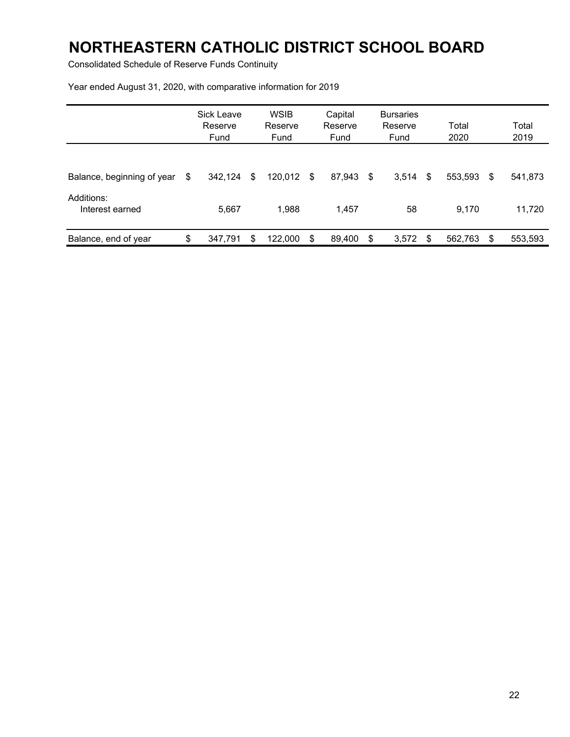# NORTHEASTERN CATHOLIC DISTRICT SCHOOL BOARD

Consolidated Schedule of Reserve Funds Continuity

Year ended August 31, 2020, with comparative information for 2019

| | Sick Leave Reserve Fund | WSIB Reserve Fund | Capital Reserve Fund | Bursaries Reserve Fund | Total 2020 | Total 2019 |
|---|---|---|---|---|---|---|
| Balance, beginning of year | $ 342,124 | $ 120,012 | $ 87,943 | $ 3,514 | $ 553,593 | $ 541,873 |
| Additions: | | | | | | |
| Interest earned | 5,667 | 1,988 | 1,457 | 58 | 9,170 | 11,720 |
| Balance, end of year | $ 347,791 | $ 122,000 | $ 89,400 | $ 3,572 | $ 562,763 | $ 553,593 |